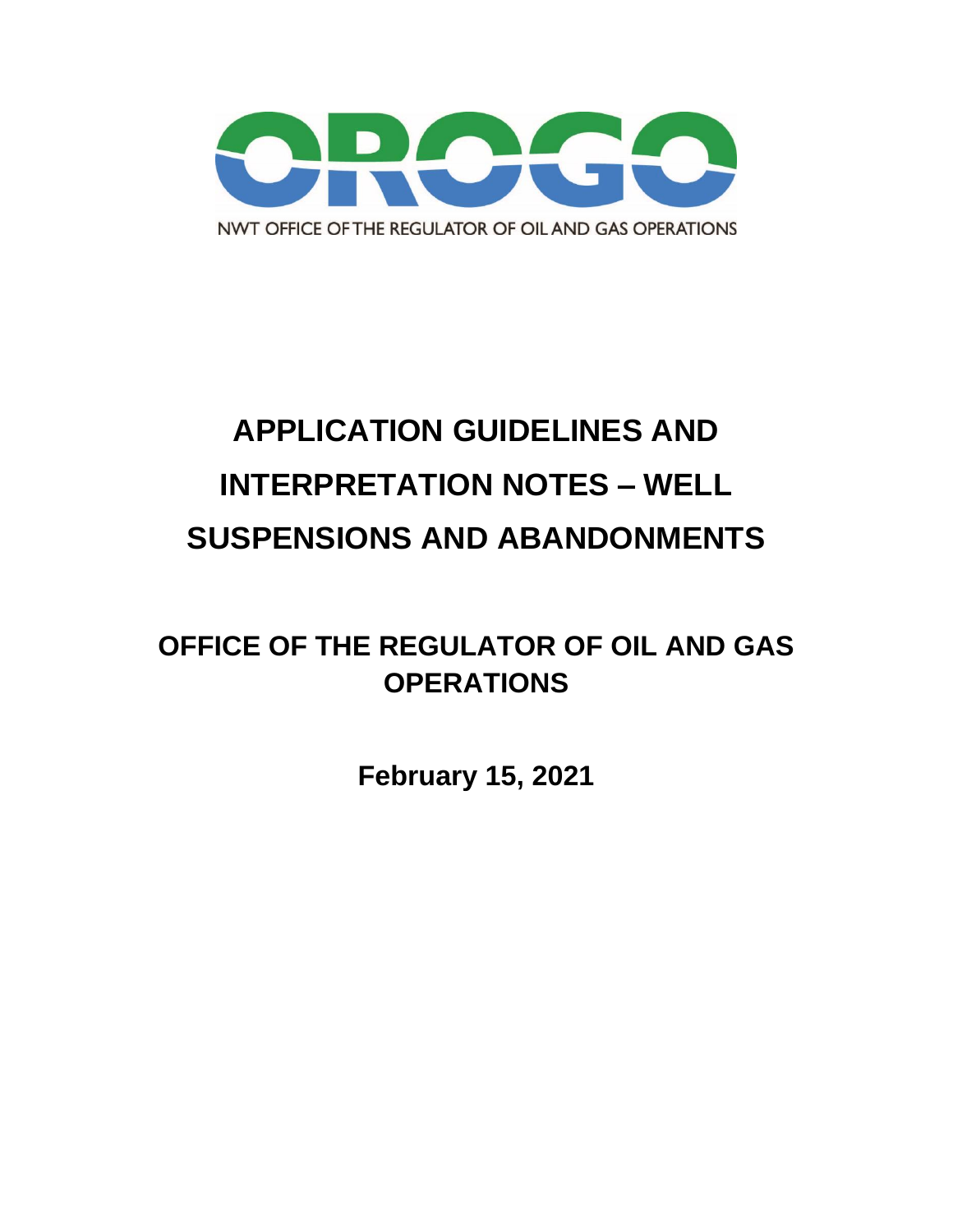OROGO

NWT OFFICE OF THE REGULATOR OF OIL AND GAS OPERATIONS

# APPLICATION GUIDELINES AND INTERPRETATION NOTES – WELL SUSPENSIONS AND ABANDONMENTS

## OFFICE OF THE REGULATOR OF OIL AND GAS OPERATIONS

**February 15, 2021**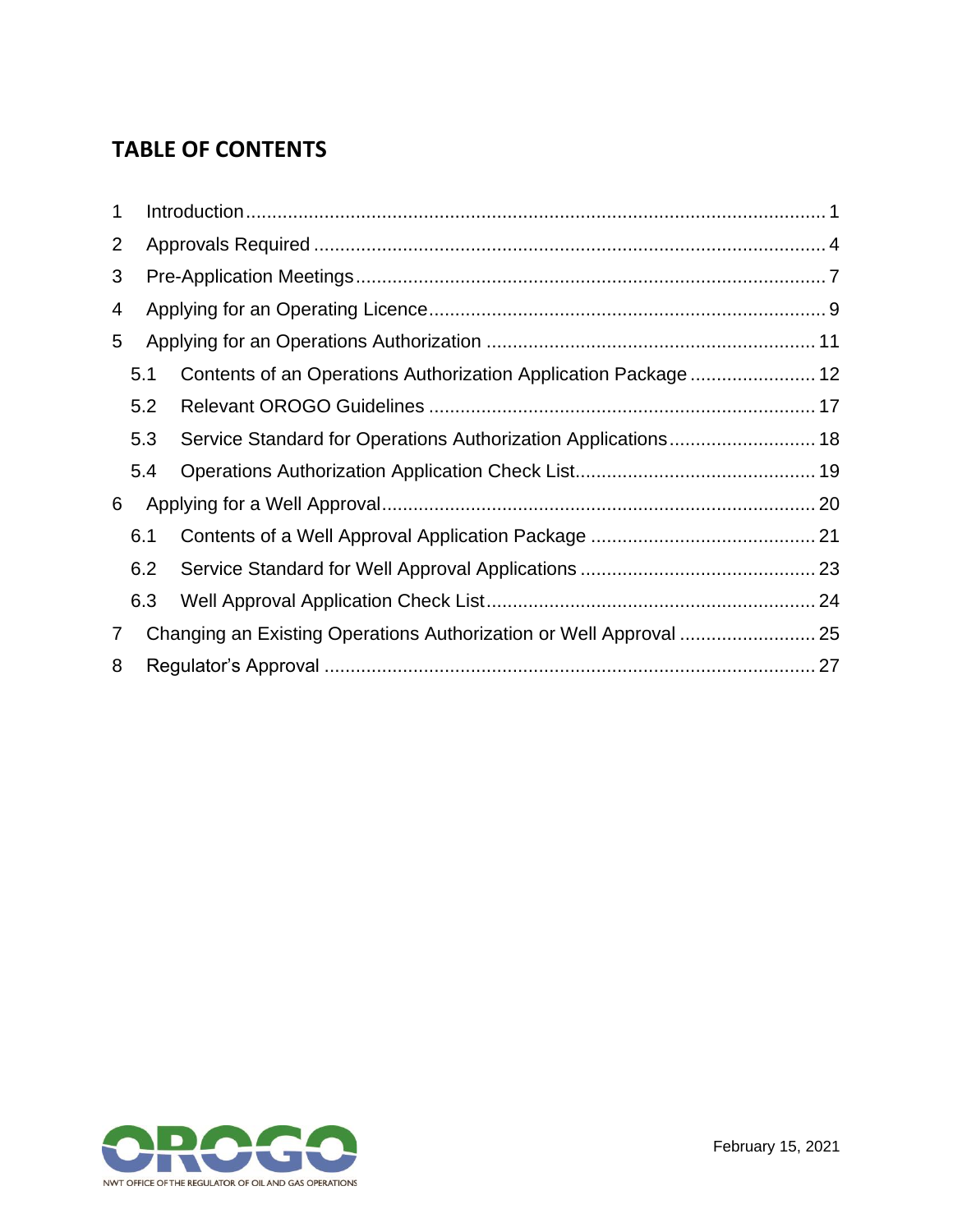## TABLE OF CONTENTS

1 Introduction ..... 1
2 Approvals Required ..... 4
3 Pre-Application Meetings ..... 7
4 Applying for an Operating Licence ..... 9
5 Applying for an Operations Authorization ..... 11
  5.1 Contents of an Operations Authorization Application Package ..... 12
  5.2 Relevant OROGO Guidelines ..... 17
  5.3 Service Standard for Operations Authorization Applications ..... 18
  5.4 Operations Authorization Application Check List ..... 19
6 Applying for a Well Approval ..... 20
  6.1 Contents of a Well Approval Application Package ..... 21
  6.2 Service Standard for Well Approval Applications ..... 23
  6.3 Well Approval Application Check List ..... 24
7 Changing an Existing Operations Authorization or Well Approval ..... 25
8 Regulator's Approval ..... 27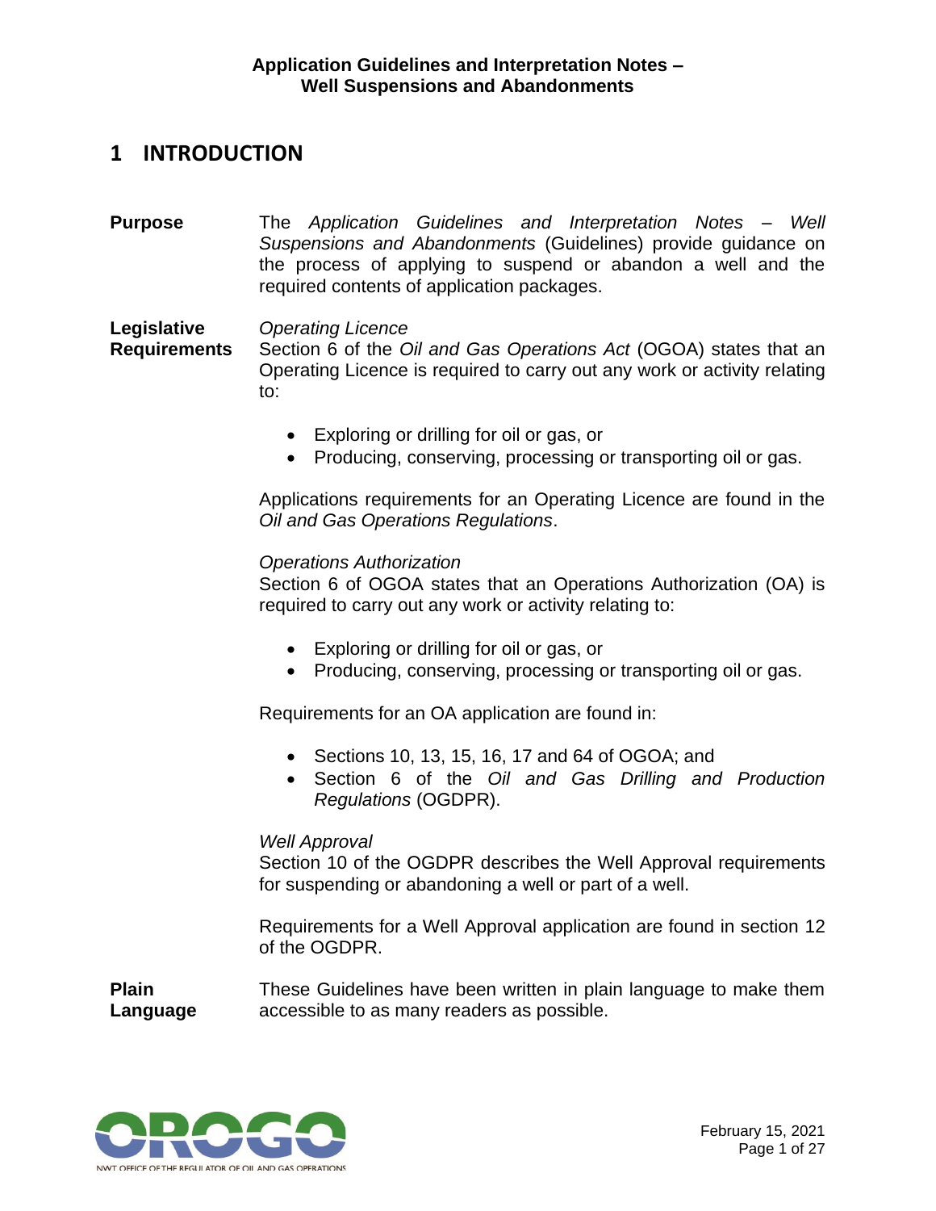# 1 INTRODUCTION

**Purpose**

The *Application Guidelines and Interpretation Notes – Well Suspensions and Abandonments* (Guidelines) provide guidance on the process of applying to suspend or abandon a well and the required contents of application packages.

**Legislative Requirements**

*Operating Licence*

Section 6 of the *Oil and Gas Operations Act* (OGOA) states that an Operating Licence is required to carry out any work or activity relating to:

- Exploring or drilling for oil or gas, or
- Producing, conserving, processing or transporting oil or gas.

Applications requirements for an Operating Licence are found in the *Oil and Gas Operations Regulations*.

*Operations Authorization*

Section 6 of OGOA states that an Operations Authorization (OA) is required to carry out any work or activity relating to:

- Exploring or drilling for oil or gas, or
- Producing, conserving, processing or transporting oil or gas.

Requirements for an OA application are found in:

- Sections 10, 13, 15, 16, 17 and 64 of OGOA; and
- Section 6 of the *Oil and Gas Drilling and Production Regulations* (OGDPR).

*Well Approval*

Section 10 of the OGDPR describes the Well Approval requirements for suspending or abandoning a well or part of a well.

Requirements for a Well Approval application are found in section 12 of the OGDPR.

**Plain Language**

These Guidelines have been written in plain language to make them accessible to as many readers as possible.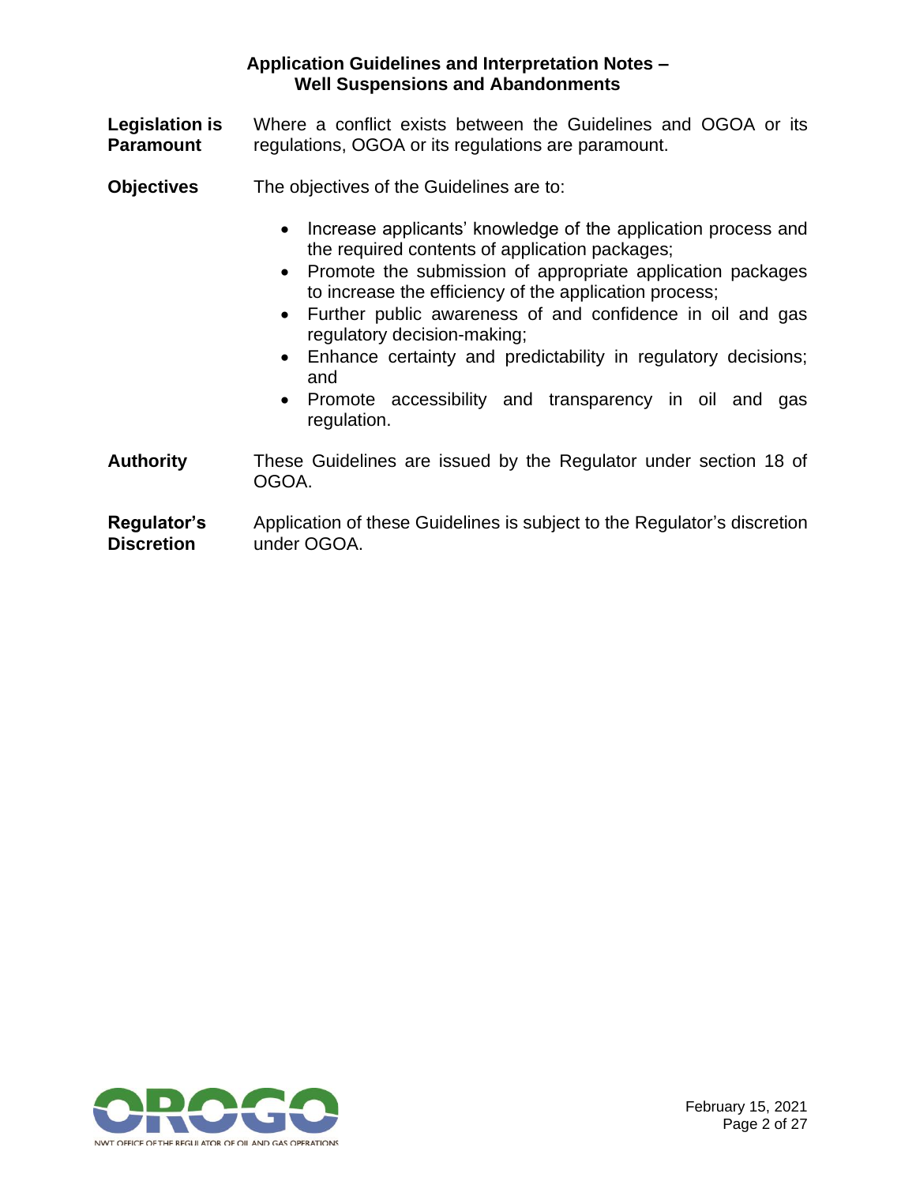**Legislation is Paramount**

Where a conflict exists between the Guidelines and OGOA or its regulations, OGOA or its regulations are paramount.

**Objectives**

The objectives of the Guidelines are to:

- Increase applicants' knowledge of the application process and the required contents of application packages;
- Promote the submission of appropriate application packages to increase the efficiency of the application process;
- Further public awareness of and confidence in oil and gas regulatory decision-making;
- Enhance certainty and predictability in regulatory decisions; and
- Promote accessibility and transparency in oil and gas regulation.

**Authority**

These Guidelines are issued by the Regulator under section 18 of OGOA.

**Regulator's Discretion**

Application of these Guidelines is subject to the Regulator's discretion under OGOA.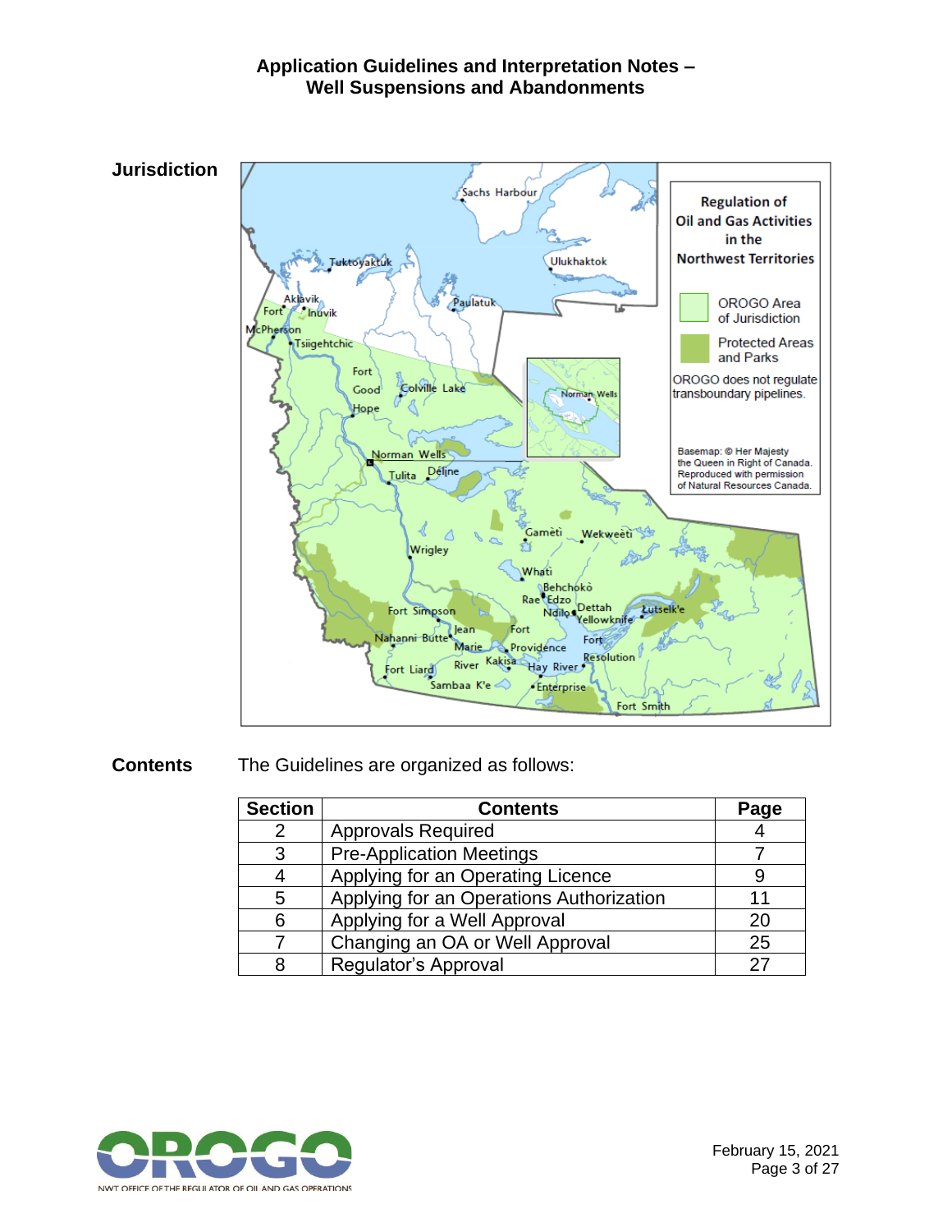**Jurisdiction**

**Contents** The Guidelines are organized as follows:

| Section | Contents | Page |
|---|---|---|
| 2 | Approvals Required | 4 |
| 3 | Pre-Application Meetings | 7 |
| 4 | Applying for an Operating Licence | 9 |
| 5 | Applying for an Operations Authorization | 11 |
| 6 | Applying for a Well Approval | 20 |
| 7 | Changing an OA or Well Approval | 25 |
| 8 | Regulator's Approval | 27 |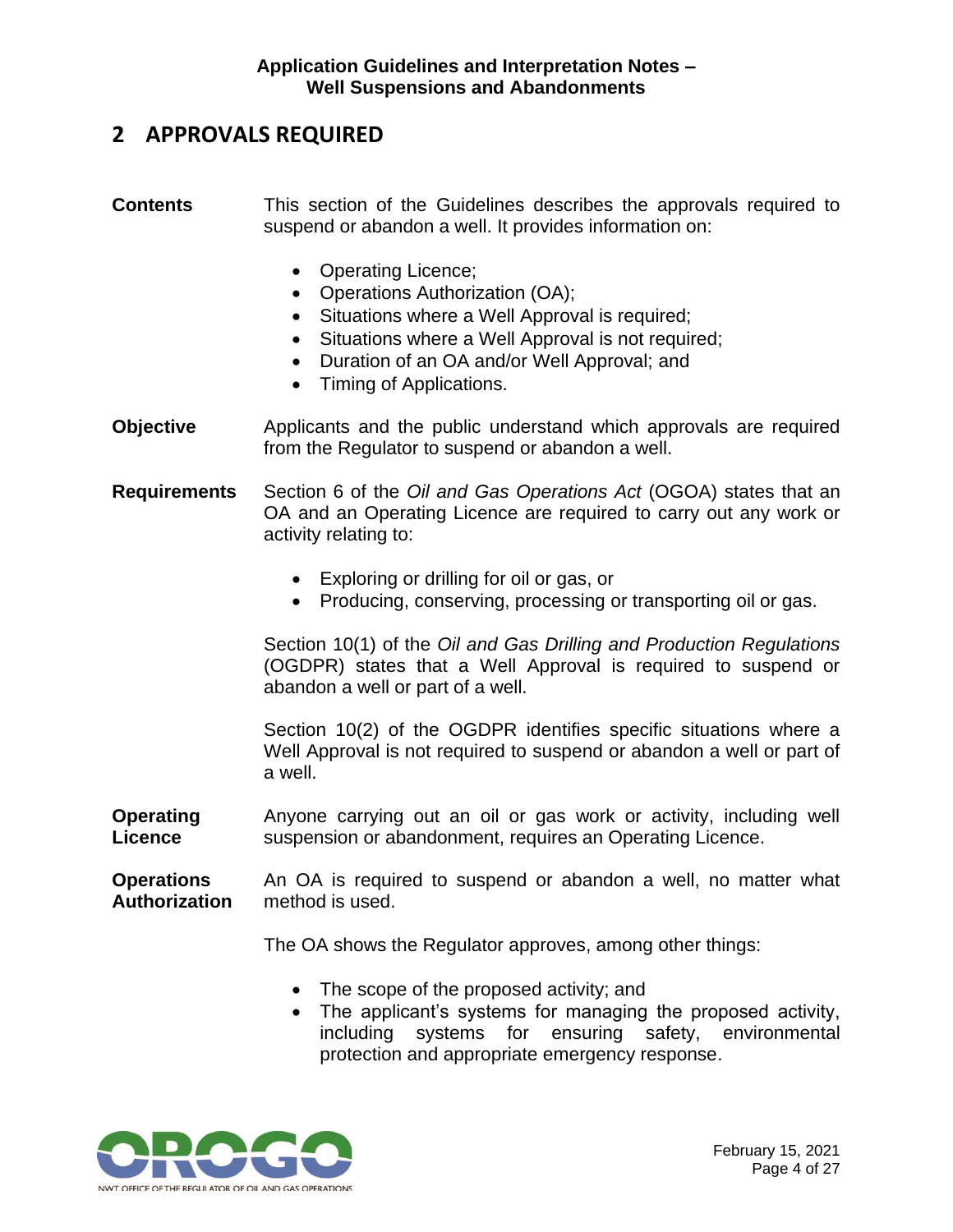## 2 APPROVALS REQUIRED

**Contents**

This section of the Guidelines describes the approvals required to suspend or abandon a well. It provides information on:

- Operating Licence;
- Operations Authorization (OA);
- Situations where a Well Approval is required;
- Situations where a Well Approval is not required;
- Duration of an OA and/or Well Approval; and
- Timing of Applications.

**Objective**

Applicants and the public understand which approvals are required from the Regulator to suspend or abandon a well.

**Requirements**

Section 6 of the *Oil and Gas Operations Act* (OGOA) states that an OA and an Operating Licence are required to carry out any work or activity relating to:

- Exploring or drilling for oil or gas, or
- Producing, conserving, processing or transporting oil or gas.

Section 10(1) of the *Oil and Gas Drilling and Production Regulations* (OGDPR) states that a Well Approval is required to suspend or abandon a well or part of a well.

Section 10(2) of the OGDPR identifies specific situations where a Well Approval is not required to suspend or abandon a well or part of a well.

**Operating Licence**

Anyone carrying out an oil or gas work or activity, including well suspension or abandonment, requires an Operating Licence.

**Operations Authorization**

An OA is required to suspend or abandon a well, no matter what method is used.

The OA shows the Regulator approves, among other things:

- The scope of the proposed activity; and
- The applicant's systems for managing the proposed activity, including systems for ensuring safety, environmental protection and appropriate emergency response.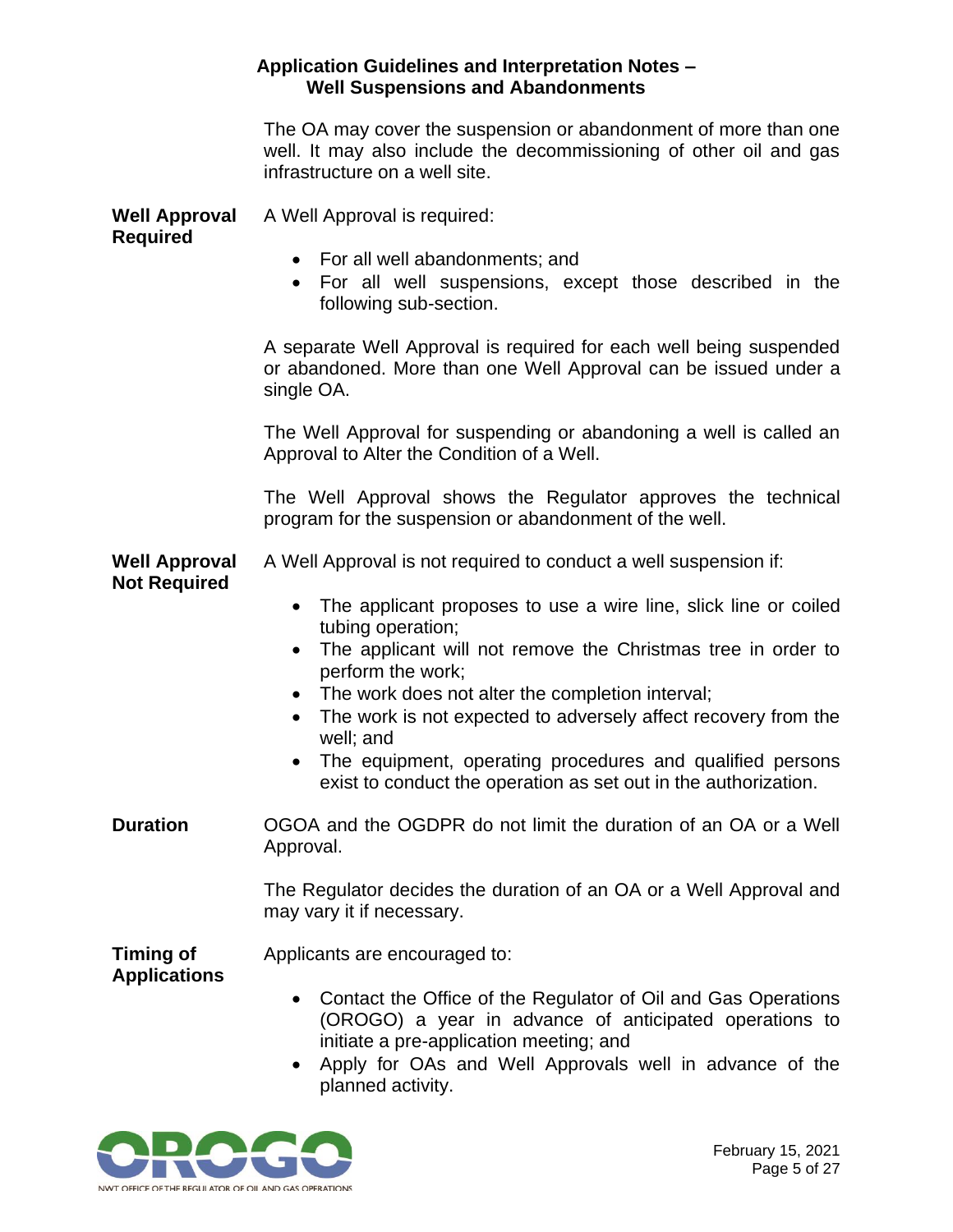The OA may cover the suspension or abandonment of more than one well. It may also include the decommissioning of other oil and gas infrastructure on a well site.

**Well Approval Required**

A Well Approval is required:

- For all well abandonments; and
- For all well suspensions, except those described in the following sub-section.

A separate Well Approval is required for each well being suspended or abandoned. More than one Well Approval can be issued under a single OA.

The Well Approval for suspending or abandoning a well is called an Approval to Alter the Condition of a Well.

The Well Approval shows the Regulator approves the technical program for the suspension or abandonment of the well.

**Well Approval Not Required**

A Well Approval is not required to conduct a well suspension if:

- The applicant proposes to use a wire line, slick line or coiled tubing operation;
- The applicant will not remove the Christmas tree in order to perform the work;
- The work does not alter the completion interval;
- The work is not expected to adversely affect recovery from the well; and
- The equipment, operating procedures and qualified persons exist to conduct the operation as set out in the authorization.

**Duration**

OGOA and the OGDPR do not limit the duration of an OA or a Well Approval.

The Regulator decides the duration of an OA or a Well Approval and may vary it if necessary.

**Timing of Applications**

Applicants are encouraged to:

- Contact the Office of the Regulator of Oil and Gas Operations (OROGO) a year in advance of anticipated operations to initiate a pre-application meeting; and
- Apply for OAs and Well Approvals well in advance of the planned activity.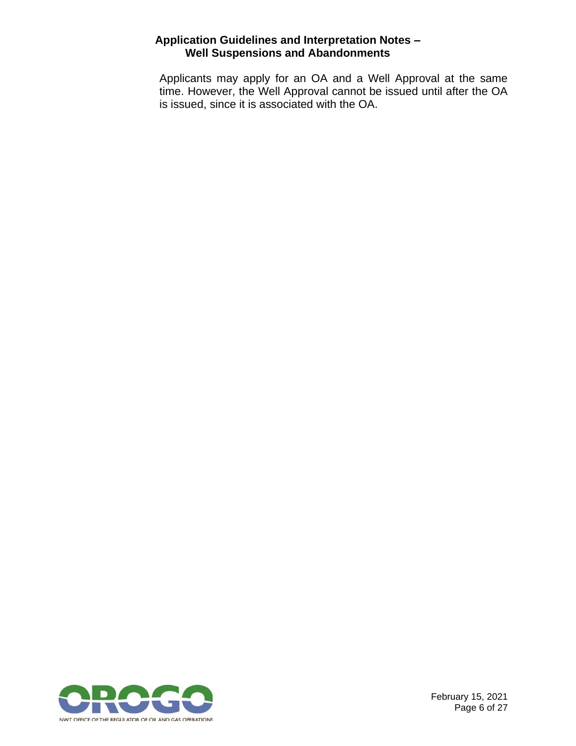Applicants may apply for an OA and a Well Approval at the same time. However, the Well Approval cannot be issued until after the OA is issued, since it is associated with the OA.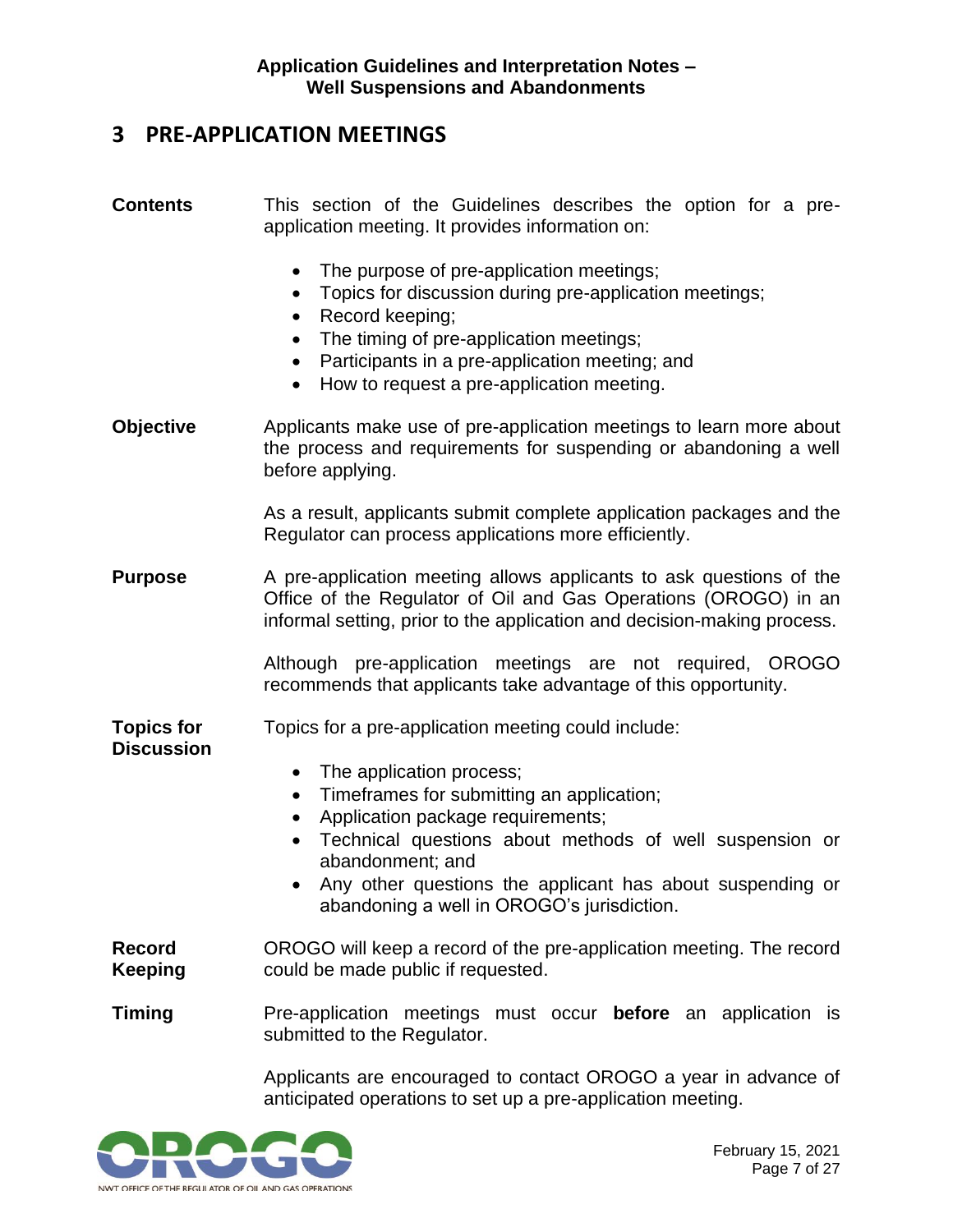# 3 PRE-APPLICATION MEETINGS

**Contents**

This section of the Guidelines describes the option for a pre-application meeting. It provides information on:

- The purpose of pre-application meetings;
- Topics for discussion during pre-application meetings;
- Record keeping;
- The timing of pre-application meetings;
- Participants in a pre-application meeting; and
- How to request a pre-application meeting.

**Objective**

Applicants make use of pre-application meetings to learn more about the process and requirements for suspending or abandoning a well before applying.

As a result, applicants submit complete application packages and the Regulator can process applications more efficiently.

**Purpose**

A pre-application meeting allows applicants to ask questions of the Office of the Regulator of Oil and Gas Operations (OROGO) in an informal setting, prior to the application and decision-making process.

Although pre-application meetings are not required, OROGO recommends that applicants take advantage of this opportunity.

**Topics for Discussion**

Topics for a pre-application meeting could include:

- The application process;
- Timeframes for submitting an application;
- Application package requirements;
- Technical questions about methods of well suspension or abandonment; and
- Any other questions the applicant has about suspending or abandoning a well in OROGO's jurisdiction.

**Record Keeping**

OROGO will keep a record of the pre-application meeting. The record could be made public if requested.

**Timing**

Pre-application meetings must occur **before** an application is submitted to the Regulator.

Applicants are encouraged to contact OROGO a year in advance of anticipated operations to set up a pre-application meeting.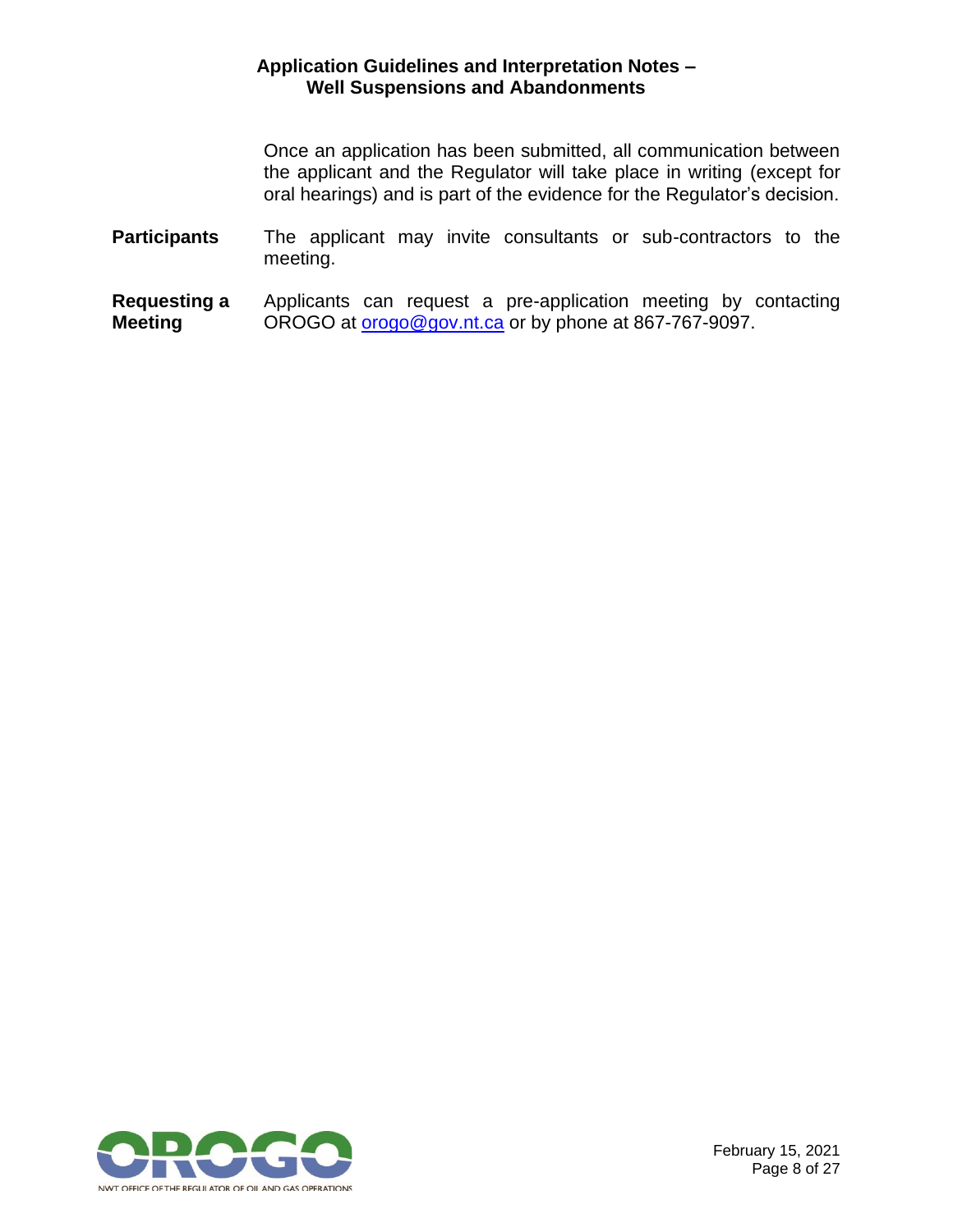Once an application has been submitted, all communication between the applicant and the Regulator will take place in writing (except for oral hearings) and is part of the evidence for the Regulator's decision.

**Participants** The applicant may invite consultants or sub-contractors to the meeting.

**Requesting a Meeting** Applicants can request a pre-application meeting by contacting OROGO at [orogo@gov.nt.ca](mailto:orogo@gov.nt.ca) or by phone at 867-767-9097.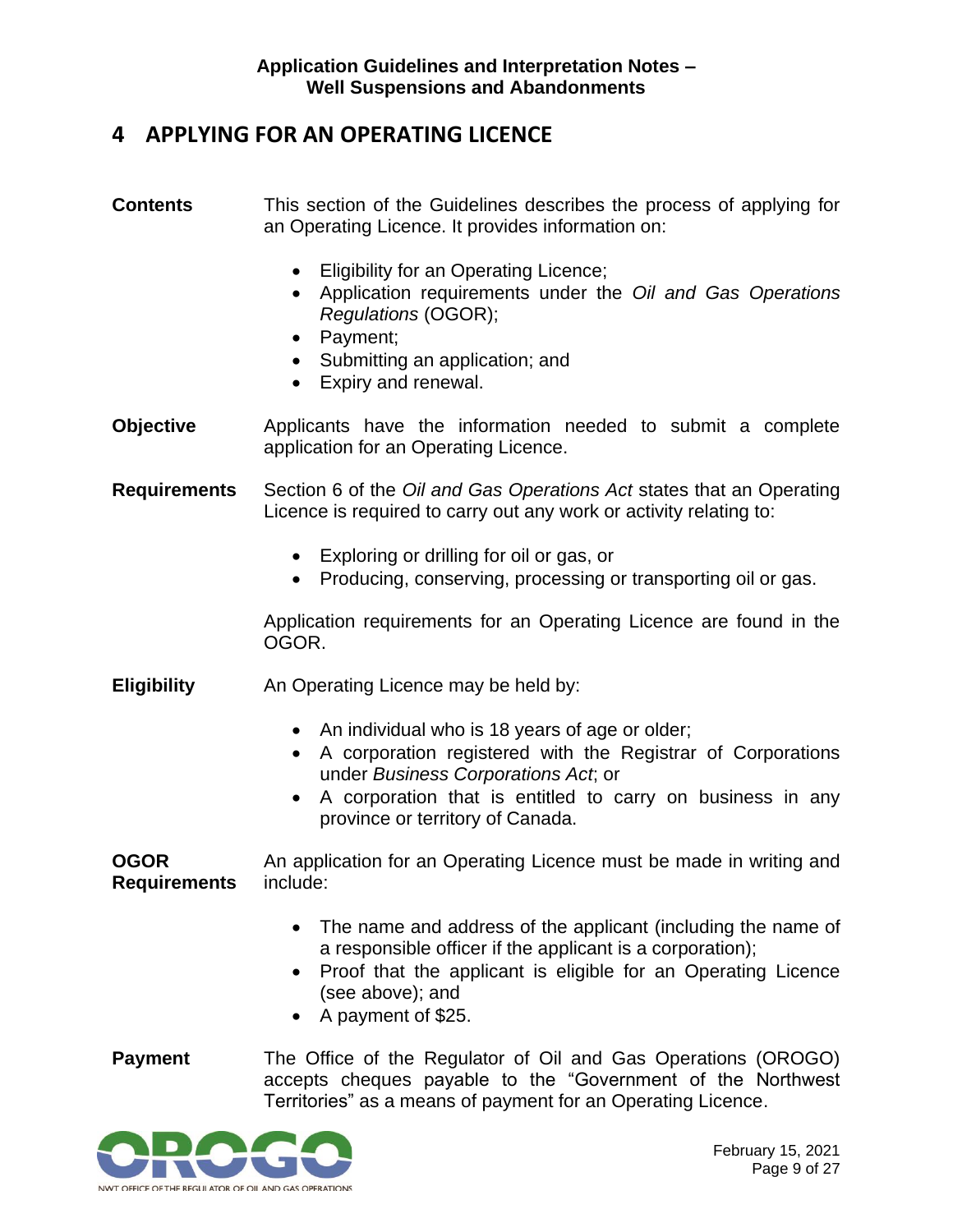# 4 APPLYING FOR AN OPERATING LICENCE

**Contents**

This section of the Guidelines describes the process of applying for an Operating Licence. It provides information on:

- Eligibility for an Operating Licence;
- Application requirements under the *Oil and Gas Operations Regulations* (OGOR);
- Payment;
- Submitting an application; and
- Expiry and renewal.

**Objective**

Applicants have the information needed to submit a complete application for an Operating Licence.

**Requirements**

Section 6 of the *Oil and Gas Operations Act* states that an Operating Licence is required to carry out any work or activity relating to:

- Exploring or drilling for oil or gas, or
- Producing, conserving, processing or transporting oil or gas.

Application requirements for an Operating Licence are found in the OGOR.

**Eligibility**

An Operating Licence may be held by:

- An individual who is 18 years of age or older;
- A corporation registered with the Registrar of Corporations under *Business Corporations Act*; or
- A corporation that is entitled to carry on business in any province or territory of Canada.

**OGOR Requirements**

An application for an Operating Licence must be made in writing and include:

- The name and address of the applicant (including the name of a responsible officer if the applicant is a corporation);
- Proof that the applicant is eligible for an Operating Licence (see above); and
- A payment of $25.

**Payment**

The Office of the Regulator of Oil and Gas Operations (OROGO) accepts cheques payable to the "Government of the Northwest Territories" as a means of payment for an Operating Licence.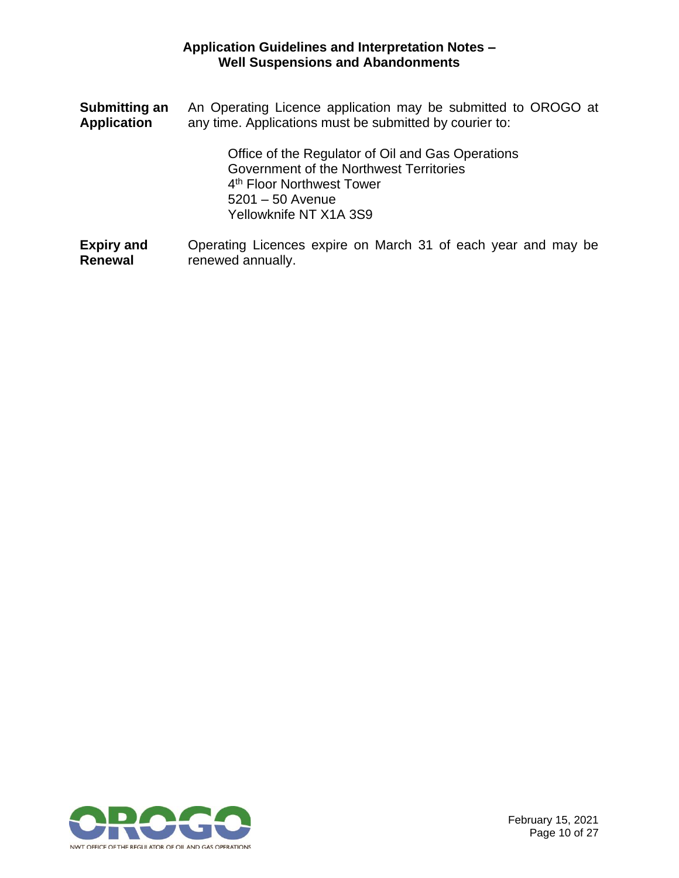**Submitting an Application**

An Operating Licence application may be submitted to OROGO at any time. Applications must be submitted by courier to:

> Office of the Regulator of Oil and Gas Operations
> Government of the Northwest Territories
> 4th Floor Northwest Tower
> 5201 – 50 Avenue
> Yellowknife NT X1A 3S9

**Expiry and Renewal**

Operating Licences expire on March 31 of each year and may be renewed annually.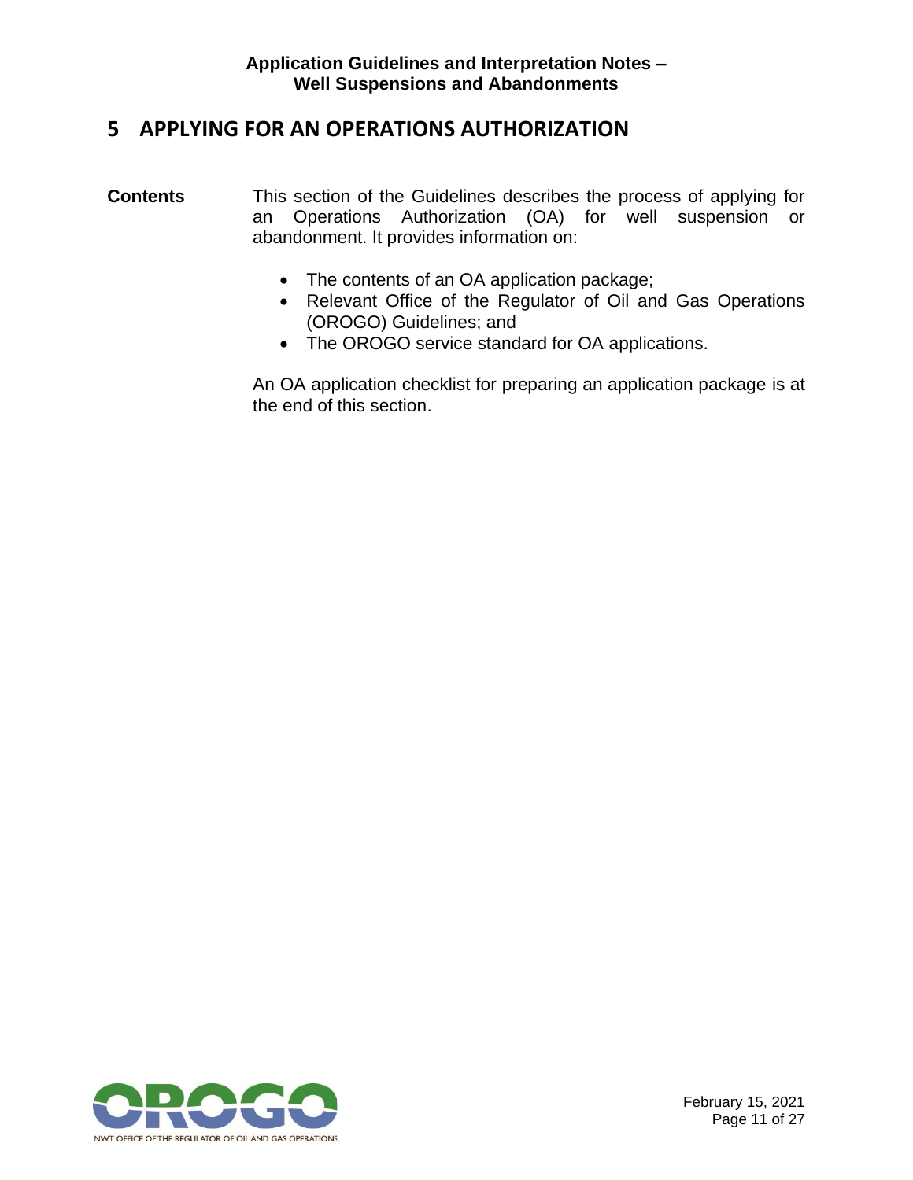# 5 APPLYING FOR AN OPERATIONS AUTHORIZATION

**Contents**

This section of the Guidelines describes the process of applying for an Operations Authorization (OA) for well suspension or abandonment. It provides information on:

- The contents of an OA application package;
- Relevant Office of the Regulator of Oil and Gas Operations (OROGO) Guidelines; and
- The OROGO service standard for OA applications.

An OA application checklist for preparing an application package is at the end of this section.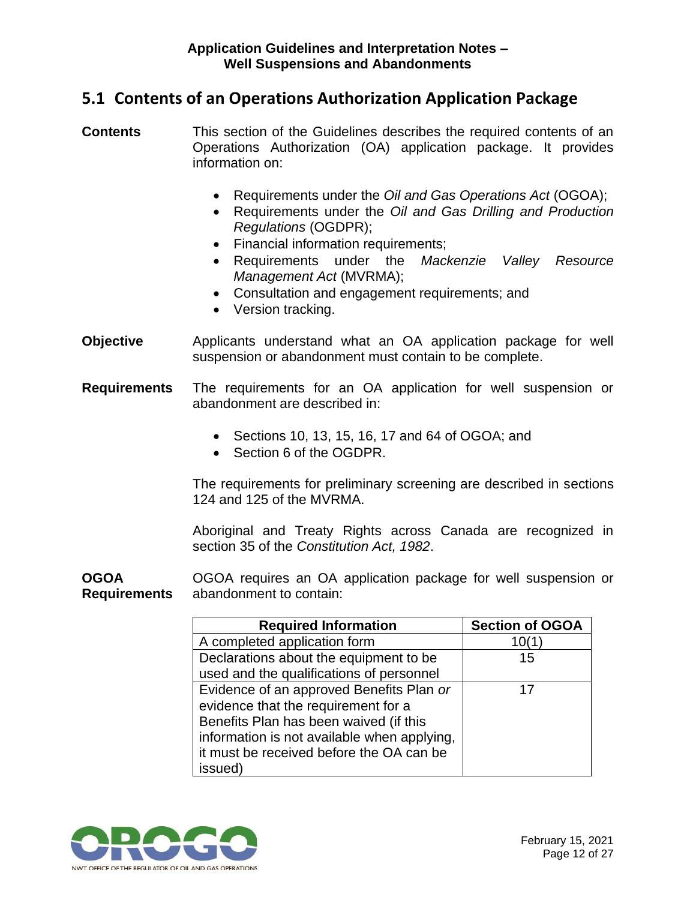## 5.1 Contents of an Operations Authorization Application Package

**Contents**

This section of the Guidelines describes the required contents of an Operations Authorization (OA) application package. It provides information on:

- Requirements under the *Oil and Gas Operations Act* (OGOA);
- Requirements under the *Oil and Gas Drilling and Production Regulations* (OGDPR);
- Financial information requirements;
- Requirements under the *Mackenzie Valley Resource Management Act* (MVRMA);
- Consultation and engagement requirements; and
- Version tracking.

**Objective**

Applicants understand what an OA application package for well suspension or abandonment must contain to be complete.

**Requirements**

The requirements for an OA application for well suspension or abandonment are described in:

- Sections 10, 13, 15, 16, 17 and 64 of OGOA; and
- Section 6 of the OGDPR.

The requirements for preliminary screening are described in sections 124 and 125 of the MVRMA.

Aboriginal and Treaty Rights across Canada are recognized in section 35 of the *Constitution Act, 1982*.

**OGOA Requirements**

OGOA requires an OA application package for well suspension or abandonment to contain:

| Required Information | Section of OGOA |
|---|---|
| A completed application form | 10(1) |
| Declarations about the equipment to be used and the qualifications of personnel | 15 |
| Evidence of an approved Benefits Plan *or* evidence that the requirement for a Benefits Plan has been waived (if this information is not available when applying, it must be received before the OA can be issued) | 17 |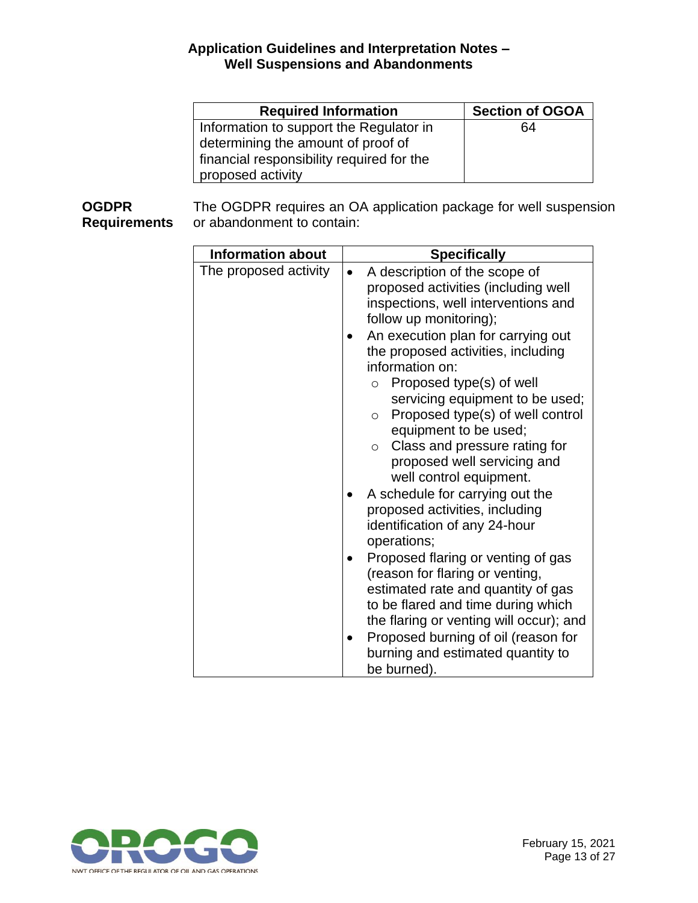| Required Information | Section of OGOA |
| --- | --- |
| Information to support the Regulator in determining the amount of proof of financial responsibility required for the proposed activity | 64 |

**OGDPR Requirements**

The OGDPR requires an OA application package for well suspension or abandonment to contain:

| Information about | Specifically |
| --- | --- |
| The proposed activity | • A description of the scope of proposed activities (including well inspections, well interventions and follow up monitoring);<br>• An execution plan for carrying out the proposed activities, including information on:<br>  ○ Proposed type(s) of well servicing equipment to be used;<br>  ○ Proposed type(s) of well control equipment to be used;<br>  ○ Class and pressure rating for proposed well servicing and well control equipment.<br>• A schedule for carrying out the proposed activities, including identification of any 24-hour operations;<br>• Proposed flaring or venting of gas (reason for flaring or venting, estimated rate and quantity of gas to be flared and time during which the flaring or venting will occur); and<br>• Proposed burning of oil (reason for burning and estimated quantity to be burned). |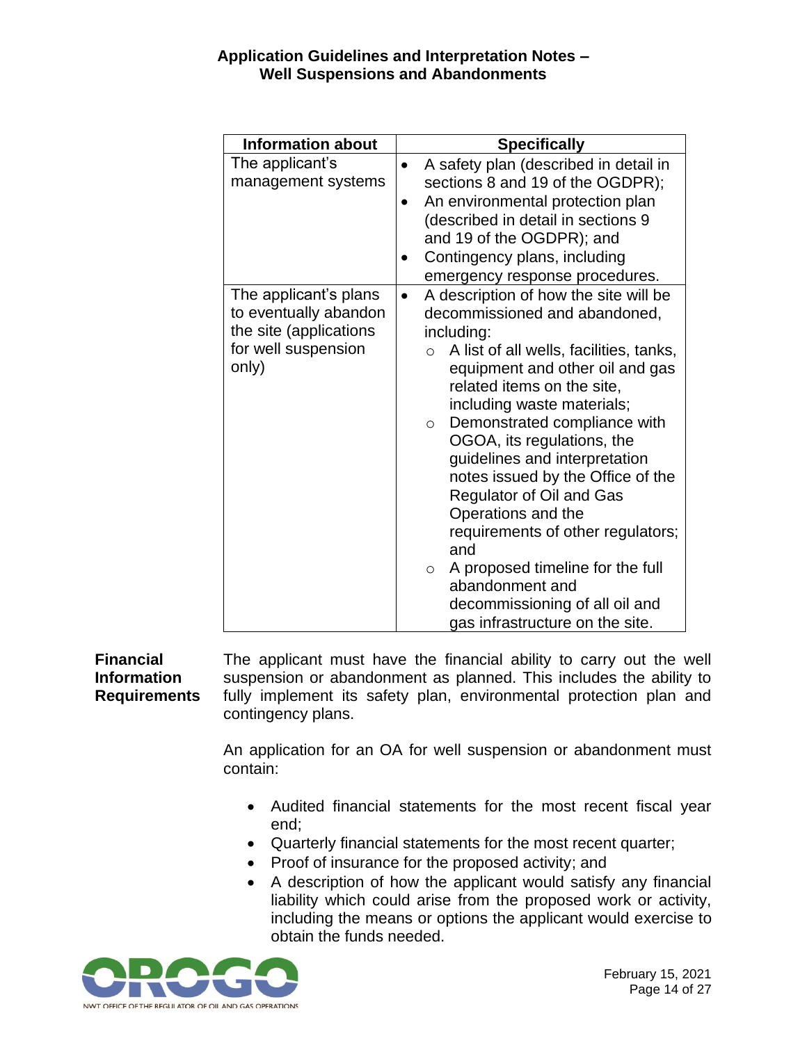| Information about | Specifically |
| --- | --- |
| The applicant's management systems | • A safety plan (described in detail in sections 8 and 19 of the OGDPR);<br>• An environmental protection plan (described in detail in sections 9 and 19 of the OGDPR); and<br>• Contingency plans, including emergency response procedures. |
| The applicant's plans to eventually abandon the site (applications for well suspension only) | • A description of how the site will be decommissioned and abandoned, including:<br>○ A list of all wells, facilities, tanks, equipment and other oil and gas related items on the site, including waste materials;<br>○ Demonstrated compliance with OGOA, its regulations, the guidelines and interpretation notes issued by the Office of the Regulator of Oil and Gas Operations and the requirements of other regulators; and<br>○ A proposed timeline for the full abandonment and decommissioning of all oil and gas infrastructure on the site. |

**Financial Information Requirements**

The applicant must have the financial ability to carry out the well suspension or abandonment as planned. This includes the ability to fully implement its safety plan, environmental protection plan and contingency plans.

An application for an OA for well suspension or abandonment must contain:

- Audited financial statements for the most recent fiscal year end;
- Quarterly financial statements for the most recent quarter;
- Proof of insurance for the proposed activity; and
- A description of how the applicant would satisfy any financial liability which could arise from the proposed work or activity, including the means or options the applicant would exercise to obtain the funds needed.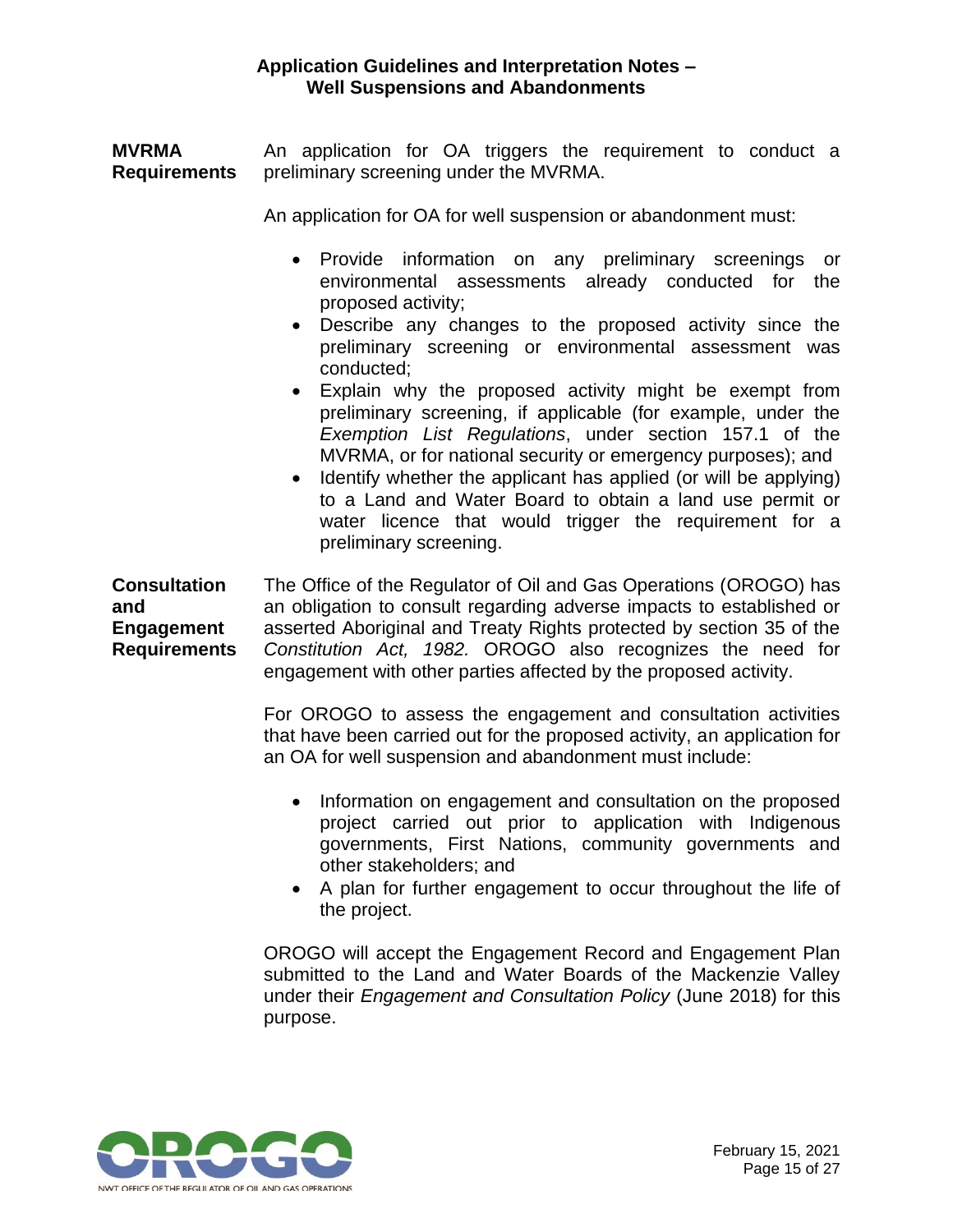**MVRMA Requirements**

An application for OA triggers the requirement to conduct a preliminary screening under the MVRMA.

An application for OA for well suspension or abandonment must:

- Provide information on any preliminary screenings or environmental assessments already conducted for the proposed activity;
- Describe any changes to the proposed activity since the preliminary screening or environmental assessment was conducted;
- Explain why the proposed activity might be exempt from preliminary screening, if applicable (for example, under the *Exemption List Regulations*, under section 157.1 of the MVRMA, or for national security or emergency purposes); and
- Identify whether the applicant has applied (or will be applying) to a Land and Water Board to obtain a land use permit or water licence that would trigger the requirement for a preliminary screening.

**Consultation and Engagement Requirements**

The Office of the Regulator of Oil and Gas Operations (OROGO) has an obligation to consult regarding adverse impacts to established or asserted Aboriginal and Treaty Rights protected by section 35 of the *Constitution Act, 1982.* OROGO also recognizes the need for engagement with other parties affected by the proposed activity.

For OROGO to assess the engagement and consultation activities that have been carried out for the proposed activity, an application for an OA for well suspension and abandonment must include:

- Information on engagement and consultation on the proposed project carried out prior to application with Indigenous governments, First Nations, community governments and other stakeholders; and
- A plan for further engagement to occur throughout the life of the project.

OROGO will accept the Engagement Record and Engagement Plan submitted to the Land and Water Boards of the Mackenzie Valley under their *Engagement and Consultation Policy* (June 2018) for this purpose.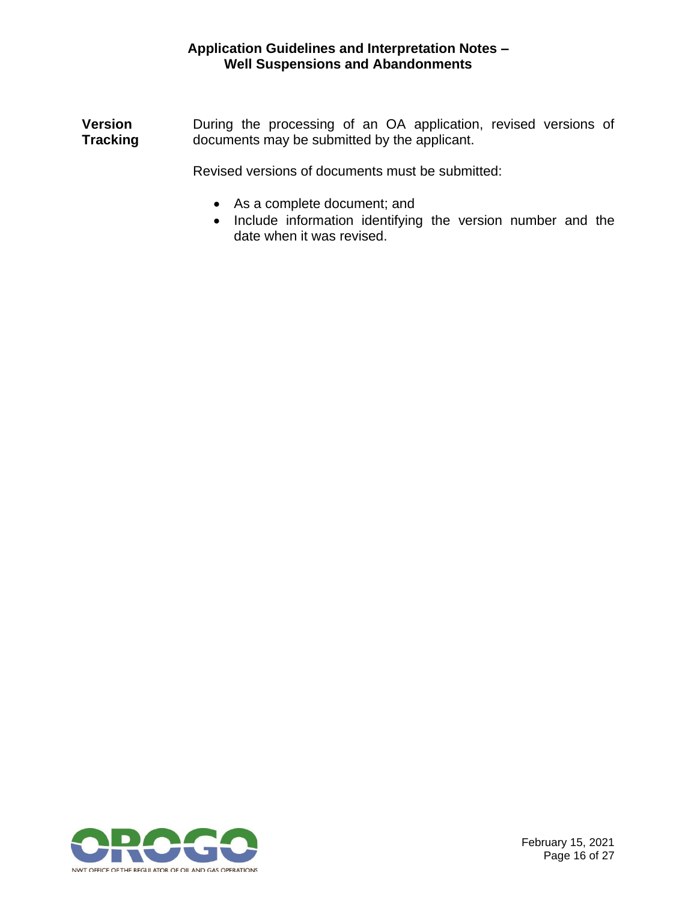**Version Tracking**

During the processing of an OA application, revised versions of documents may be submitted by the applicant.

Revised versions of documents must be submitted:

- As a complete document; and
- Include information identifying the version number and the date when it was revised.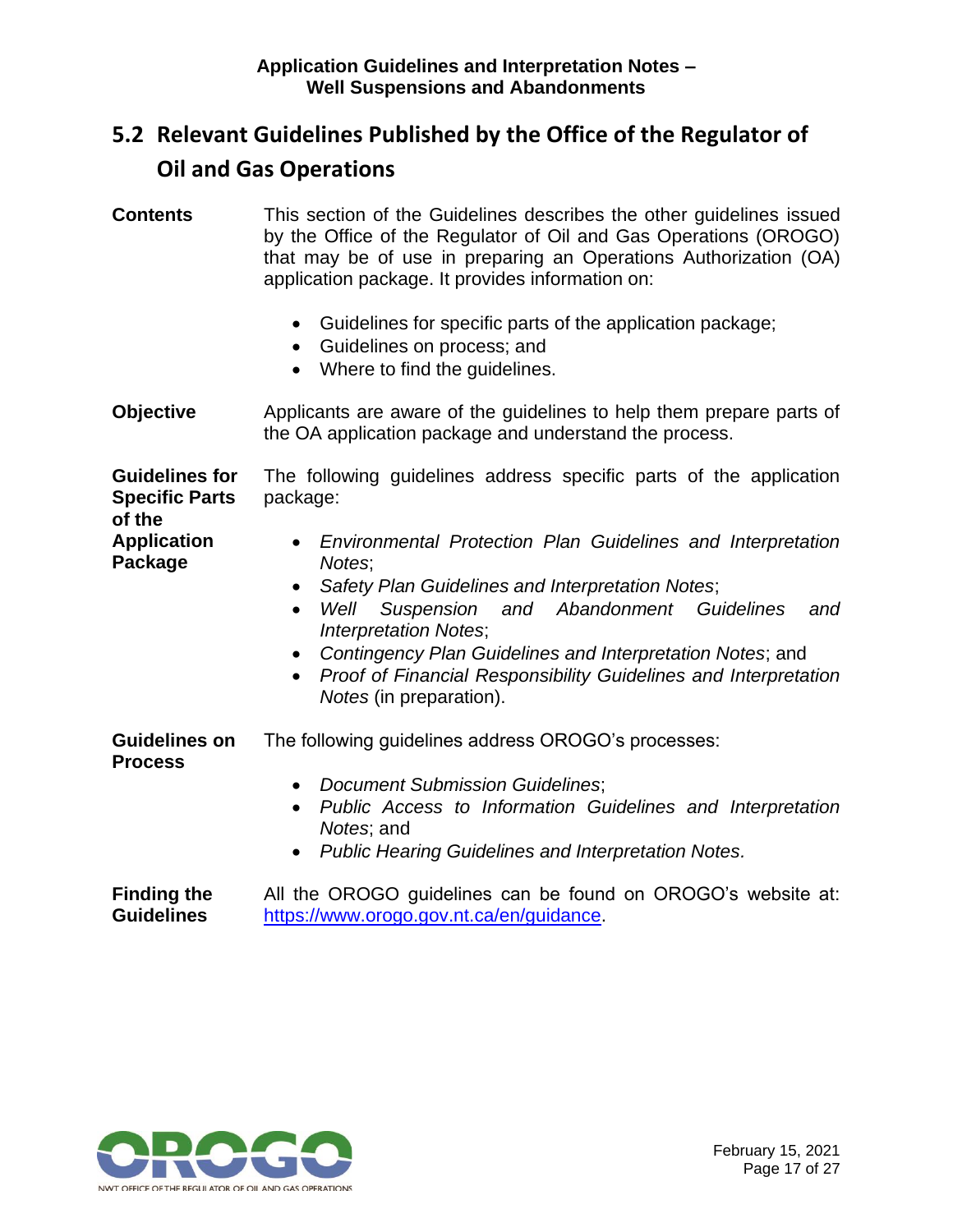## 5.2 Relevant Guidelines Published by the Office of the Regulator of Oil and Gas Operations

**Contents**

This section of the Guidelines describes the other guidelines issued by the Office of the Regulator of Oil and Gas Operations (OROGO) that may be of use in preparing an Operations Authorization (OA) application package. It provides information on:

- Guidelines for specific parts of the application package;
- Guidelines on process; and
- Where to find the guidelines.

**Objective**

Applicants are aware of the guidelines to help them prepare parts of the OA application package and understand the process.

**Guidelines for Specific Parts of the Application Package**

The following guidelines address specific parts of the application package:

- *Environmental Protection Plan Guidelines and Interpretation Notes*;
- *Safety Plan Guidelines and Interpretation Notes*;
- *Well Suspension and Abandonment Guidelines and Interpretation Notes*;
- *Contingency Plan Guidelines and Interpretation Notes*; and
- *Proof of Financial Responsibility Guidelines and Interpretation Notes* (in preparation).

**Guidelines on Process**

The following guidelines address OROGO's processes:

- *Document Submission Guidelines*;
- *Public Access to Information Guidelines and Interpretation Notes*; and
- *Public Hearing Guidelines and Interpretation Notes.*

**Finding the Guidelines**

All the OROGO guidelines can be found on OROGO's website at: https://www.orogo.gov.nt.ca/en/guidance.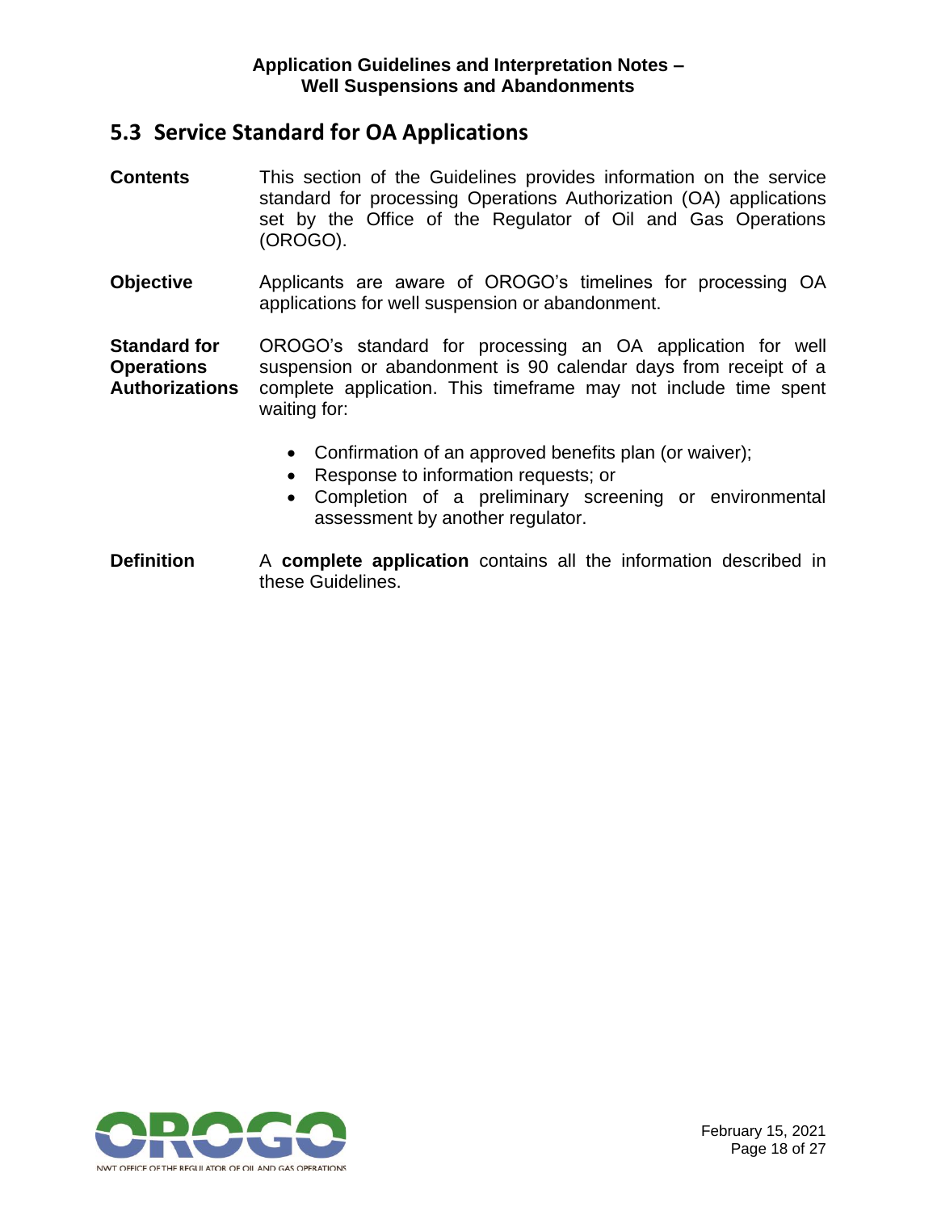## 5.3 Service Standard for OA Applications

**Contents**

This section of the Guidelines provides information on the service standard for processing Operations Authorization (OA) applications set by the Office of the Regulator of Oil and Gas Operations (OROGO).

**Objective**

Applicants are aware of OROGO's timelines for processing OA applications for well suspension or abandonment.

**Standard for Operations Authorizations**

OROGO's standard for processing an OA application for well suspension or abandonment is 90 calendar days from receipt of a complete application. This timeframe may not include time spent waiting for:

- Confirmation of an approved benefits plan (or waiver);
- Response to information requests; or
- Completion of a preliminary screening or environmental assessment by another regulator.

**Definition**

A **complete application** contains all the information described in these Guidelines.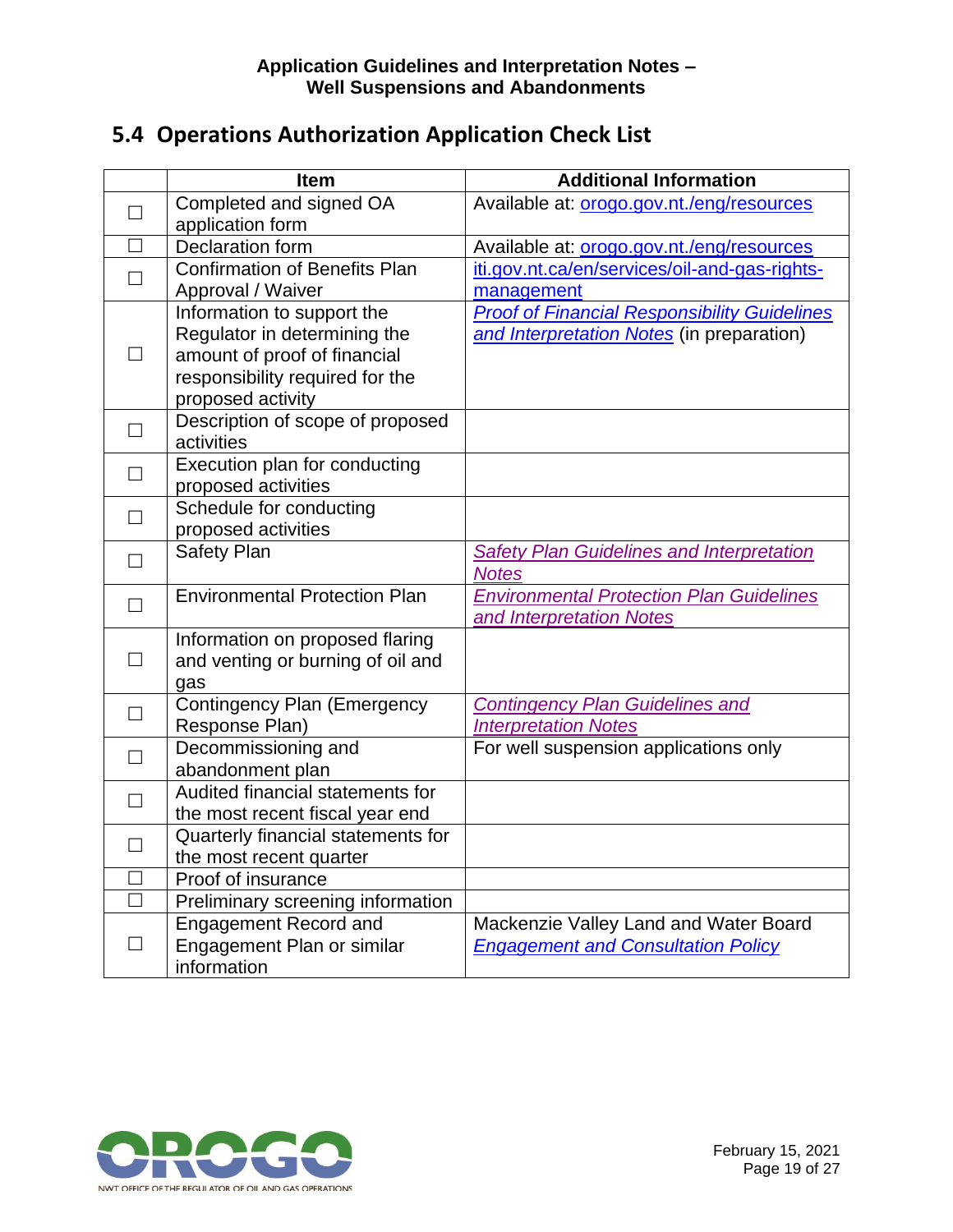## 5.4 Operations Authorization Application Check List

| | Item | Additional Information |
|---|---|---|
| ☐ | Completed and signed OA application form | Available at: orogo.gov.nt./eng/resources |
| ☐ | Declaration form | Available at: orogo.gov.nt./eng/resources |
| ☐ | Confirmation of Benefits Plan Approval / Waiver | iti.gov.nt.ca/en/services/oil-and-gas-rights-management |
| ☐ | Information to support the Regulator in determining the amount of proof of financial responsibility required for the proposed activity | *Proof of Financial Responsibility Guidelines and Interpretation Notes* (in preparation) |
| ☐ | Description of scope of proposed activities | |
| ☐ | Execution plan for conducting proposed activities | |
| ☐ | Schedule for conducting proposed activities | |
| ☐ | Safety Plan | *Safety Plan Guidelines and Interpretation Notes* |
| ☐ | Environmental Protection Plan | *Environmental Protection Plan Guidelines and Interpretation Notes* |
| ☐ | Information on proposed flaring and venting or burning of oil and gas | |
| ☐ | Contingency Plan (Emergency Response Plan) | *Contingency Plan Guidelines and Interpretation Notes* |
| ☐ | Decommissioning and abandonment plan | For well suspension applications only |
| ☐ | Audited financial statements for the most recent fiscal year end | |
| ☐ | Quarterly financial statements for the most recent quarter | |
| ☐ | Proof of insurance | |
| ☐ | Preliminary screening information | |
| ☐ | Engagement Record and Engagement Plan or similar information | Mackenzie Valley Land and Water Board *Engagement and Consultation Policy* |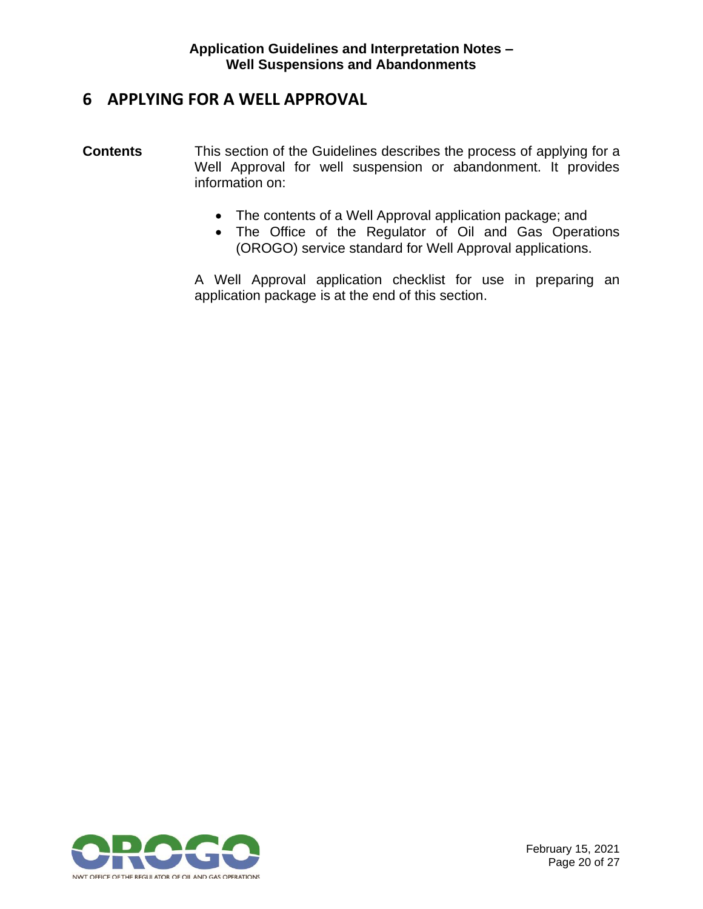# 6 APPLYING FOR A WELL APPROVAL

**Contents**

This section of the Guidelines describes the process of applying for a Well Approval for well suspension or abandonment. It provides information on:

- The contents of a Well Approval application package; and
- The Office of the Regulator of Oil and Gas Operations (OROGO) service standard for Well Approval applications.

A Well Approval application checklist for use in preparing an application package is at the end of this section.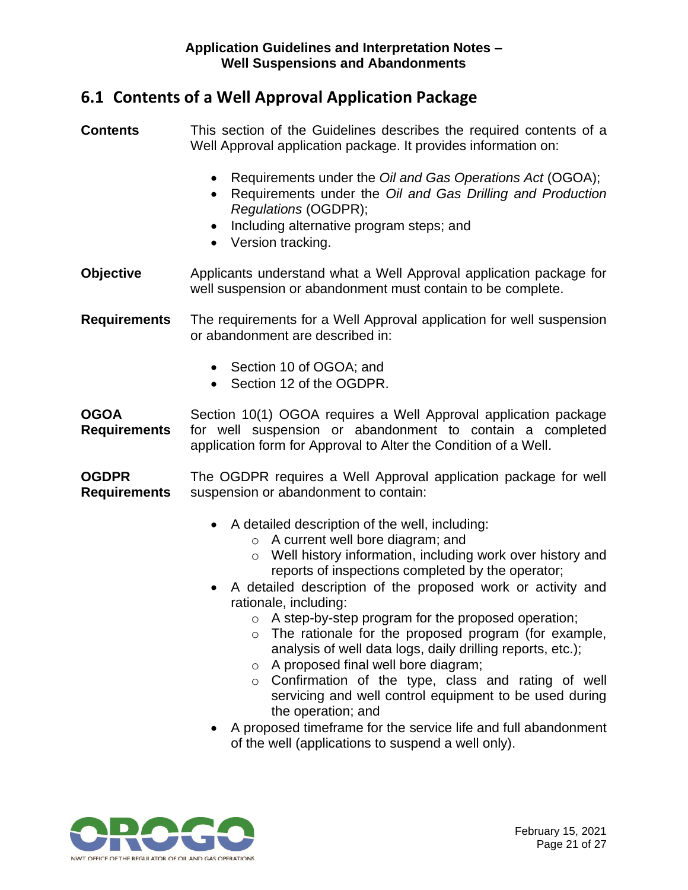## 6.1 Contents of a Well Approval Application Package

**Contents**

This section of the Guidelines describes the required contents of a Well Approval application package. It provides information on:

- Requirements under the *Oil and Gas Operations Act* (OGOA);
- Requirements under the *Oil and Gas Drilling and Production Regulations* (OGDPR);
- Including alternative program steps; and
- Version tracking.

**Objective**

Applicants understand what a Well Approval application package for well suspension or abandonment must contain to be complete.

**Requirements**

The requirements for a Well Approval application for well suspension or abandonment are described in:

- Section 10 of OGOA; and
- Section 12 of the OGDPR.

**OGOA Requirements**

Section 10(1) OGOA requires a Well Approval application package for well suspension or abandonment to contain a completed application form for Approval to Alter the Condition of a Well.

**OGDPR Requirements**

The OGDPR requires a Well Approval application package for well suspension or abandonment to contain:

- A detailed description of the well, including:
  - A current well bore diagram; and
  - Well history information, including work over history and reports of inspections completed by the operator;
- A detailed description of the proposed work or activity and rationale, including:
  - A step-by-step program for the proposed operation;
  - The rationale for the proposed program (for example, analysis of well data logs, daily drilling reports, etc.);
  - A proposed final well bore diagram;
  - Confirmation of the type, class and rating of well servicing and well control equipment to be used during the operation; and
- A proposed timeframe for the service life and full abandonment of the well (applications to suspend a well only).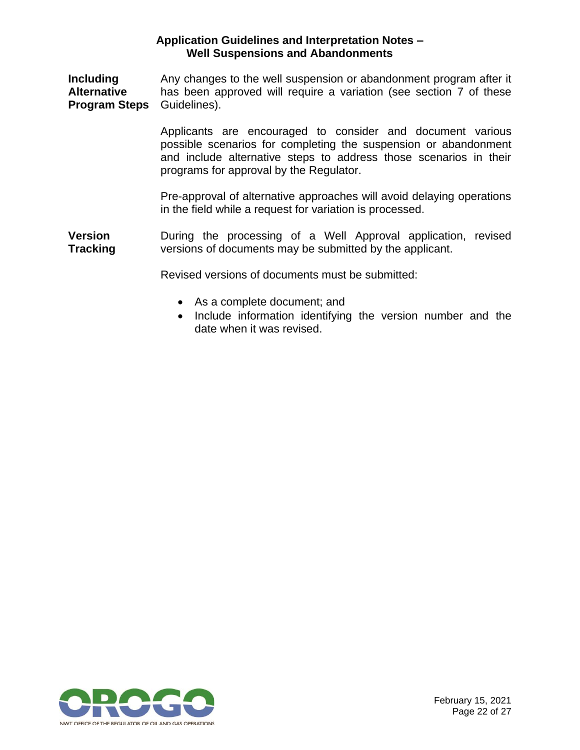**Including Alternative Program Steps**

Any changes to the well suspension or abandonment program after it has been approved will require a variation (see section 7 of these Guidelines).

Applicants are encouraged to consider and document various possible scenarios for completing the suspension or abandonment and include alternative steps to address those scenarios in their programs for approval by the Regulator.

Pre-approval of alternative approaches will avoid delaying operations in the field while a request for variation is processed.

**Version Tracking**

During the processing of a Well Approval application, revised versions of documents may be submitted by the applicant.

Revised versions of documents must be submitted:

- As a complete document; and
- Include information identifying the version number and the date when it was revised.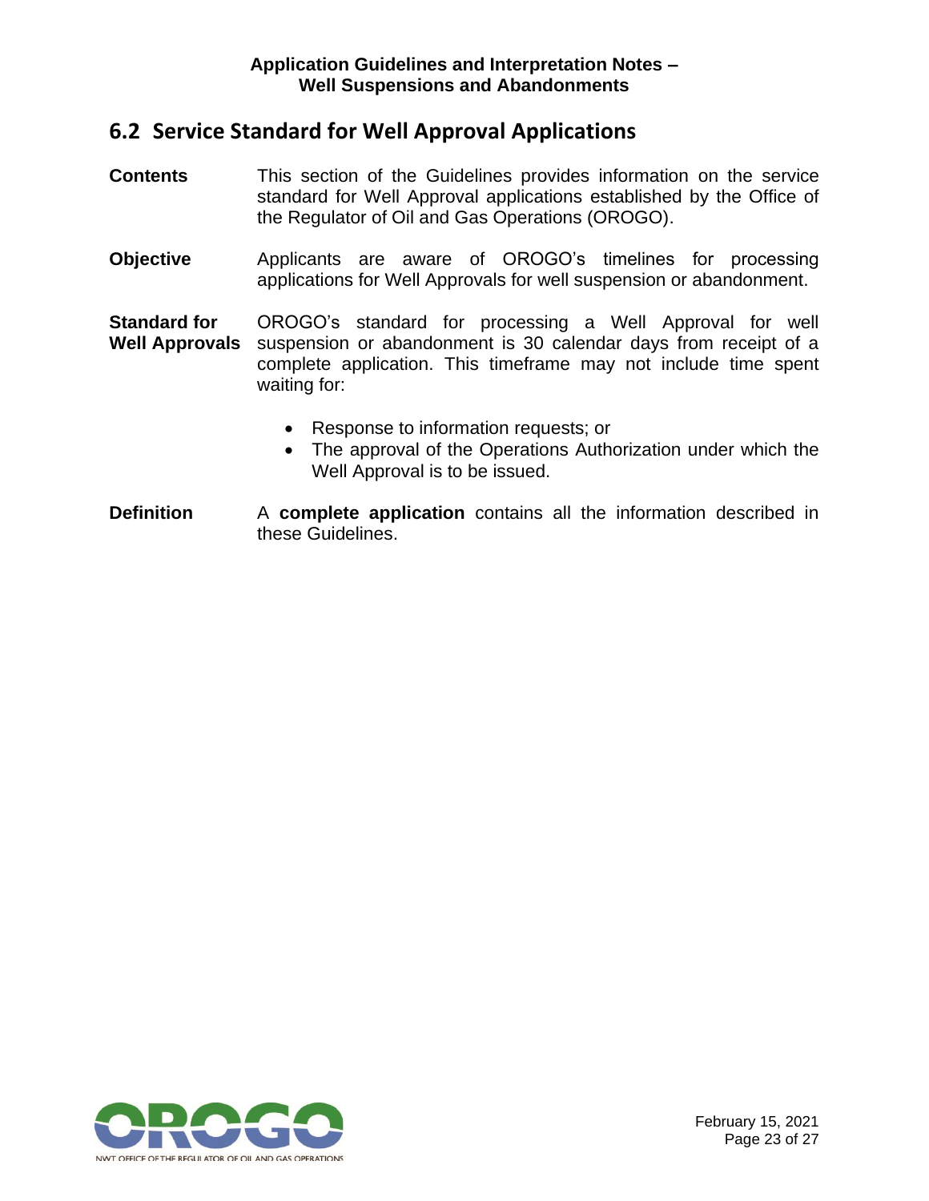## 6.2 Service Standard for Well Approval Applications

**Contents** This section of the Guidelines provides information on the service standard for Well Approval applications established by the Office of the Regulator of Oil and Gas Operations (OROGO).

**Objective** Applicants are aware of OROGO's timelines for processing applications for Well Approvals for well suspension or abandonment.

**Standard for Well Approvals** OROGO's standard for processing a Well Approval for well suspension or abandonment is 30 calendar days from receipt of a complete application. This timeframe may not include time spent waiting for:

- Response to information requests; or
- The approval of the Operations Authorization under which the Well Approval is to be issued.

**Definition** A **complete application** contains all the information described in these Guidelines.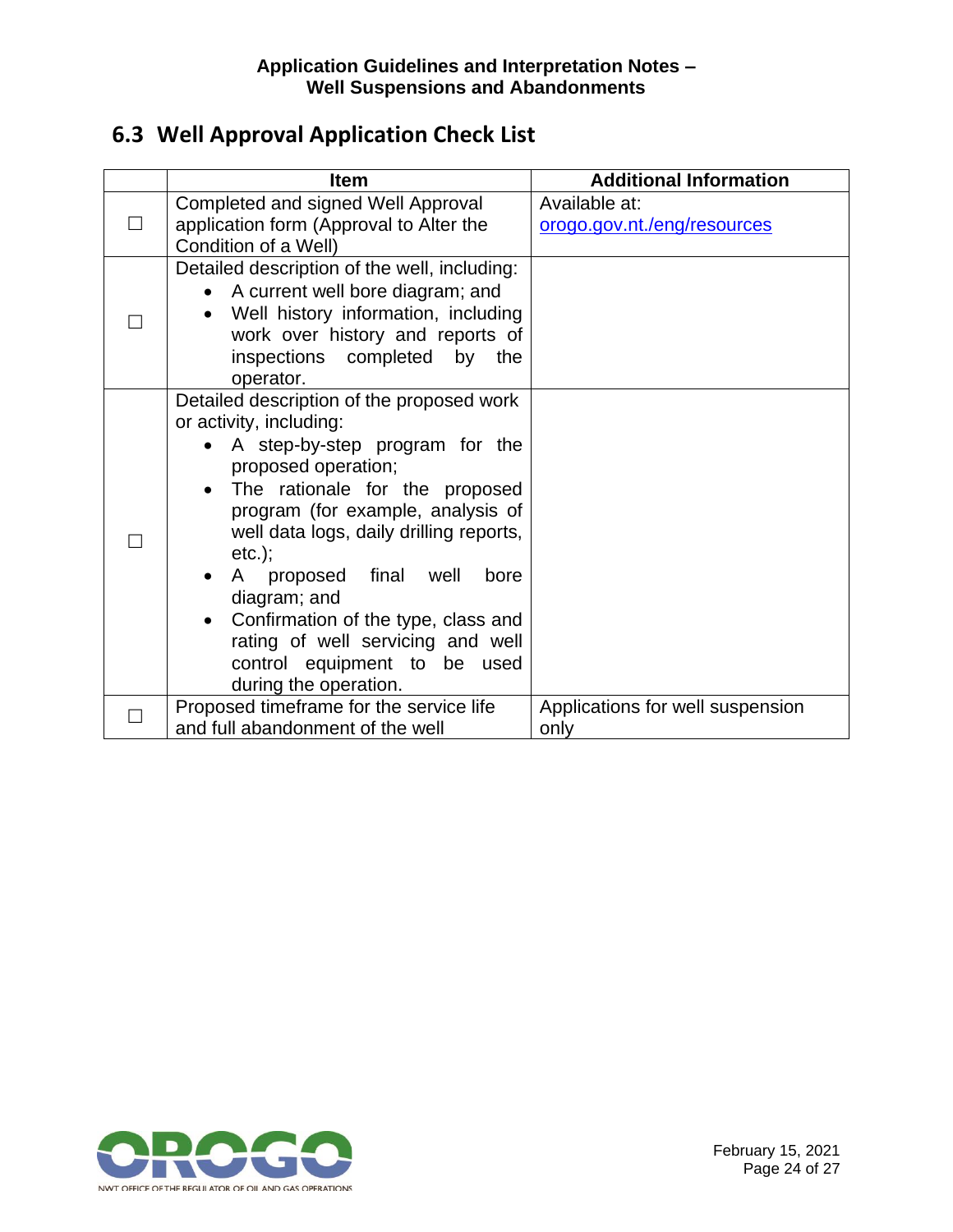## 6.3 Well Approval Application Check List

| | Item | Additional Information |
|---|---|---|
| ☐ | Completed and signed Well Approval application form (Approval to Alter the Condition of a Well) | Available at: [orogo.gov.nt./eng/resources](orogo.gov.nt./eng/resources) |
| ☐ | Detailed description of the well, including:<br>• A current well bore diagram; and<br>• Well history information, including work over history and reports of inspections completed by the operator. | |
| ☐ | Detailed description of the proposed work or activity, including:<br>• A step-by-step program for the proposed operation;<br>• The rationale for the proposed program (for example, analysis of well data logs, daily drilling reports, etc.);<br>• A proposed final well bore diagram; and<br>• Confirmation of the type, class and rating of well servicing and well control equipment to be used during the operation. | |
| ☐ | Proposed timeframe for the service life and full abandonment of the well | Applications for well suspension only |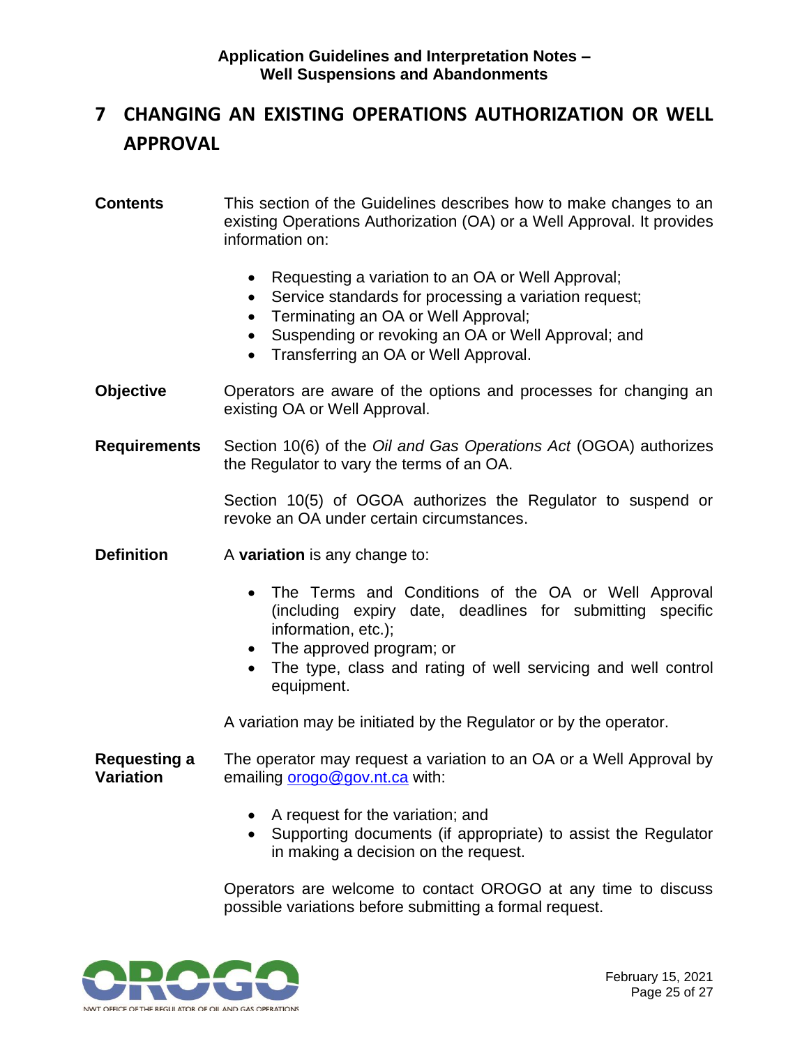# 7 CHANGING AN EXISTING OPERATIONS AUTHORIZATION OR WELL APPROVAL

**Contents**

This section of the Guidelines describes how to make changes to an existing Operations Authorization (OA) or a Well Approval. It provides information on:

- Requesting a variation to an OA or Well Approval;
- Service standards for processing a variation request;
- Terminating an OA or Well Approval;
- Suspending or revoking an OA or Well Approval; and
- Transferring an OA or Well Approval.

**Objective**

Operators are aware of the options and processes for changing an existing OA or Well Approval.

**Requirements**

Section 10(6) of the *Oil and Gas Operations Act* (OGOA) authorizes the Regulator to vary the terms of an OA.

Section 10(5) of OGOA authorizes the Regulator to suspend or revoke an OA under certain circumstances.

**Definition**

A **variation** is any change to:

- The Terms and Conditions of the OA or Well Approval (including expiry date, deadlines for submitting specific information, etc.);
- The approved program; or
- The type, class and rating of well servicing and well control equipment.

A variation may be initiated by the Regulator or by the operator.

**Requesting a Variation**

The operator may request a variation to an OA or a Well Approval by emailing orogo@gov.nt.ca with:

- A request for the variation; and
- Supporting documents (if appropriate) to assist the Regulator in making a decision on the request.

Operators are welcome to contact OROGO at any time to discuss possible variations before submitting a formal request.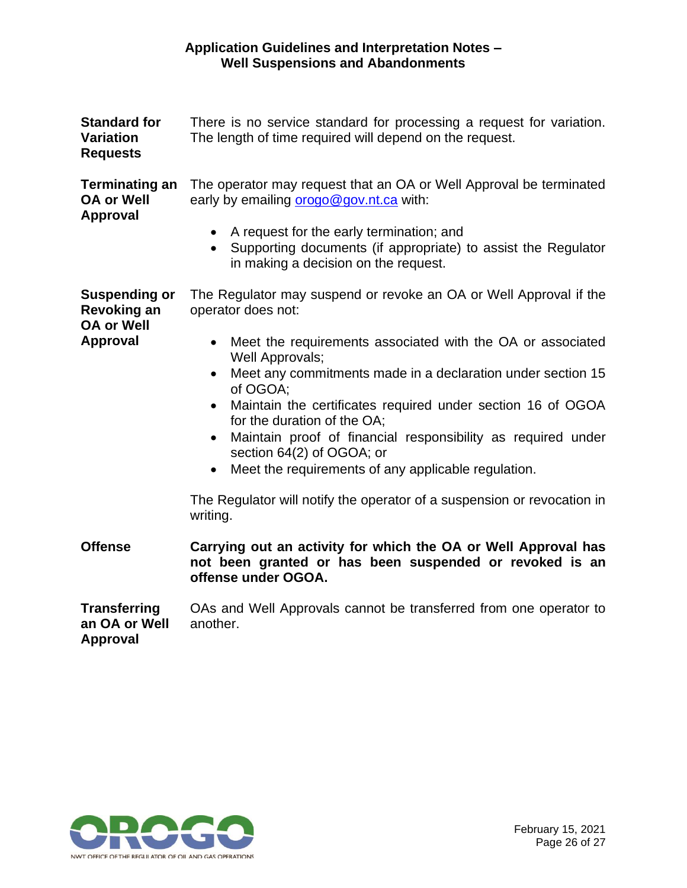**Standard for Variation Requests**

There is no service standard for processing a request for variation. The length of time required will depend on the request.

**Terminating an OA or Well Approval**

The operator may request that an OA or Well Approval be terminated early by emailing orogo@gov.nt.ca with:

- A request for the early termination; and
- Supporting documents (if appropriate) to assist the Regulator in making a decision on the request.

**Suspending or Revoking an OA or Well Approval**

The Regulator may suspend or revoke an OA or Well Approval if the operator does not:

- Meet the requirements associated with the OA or associated Well Approvals;
- Meet any commitments made in a declaration under section 15 of OGOA;
- Maintain the certificates required under section 16 of OGOA for the duration of the OA;
- Maintain proof of financial responsibility as required under section 64(2) of OGOA; or
- Meet the requirements of any applicable regulation.

The Regulator will notify the operator of a suspension or revocation in writing.

**Offense**

**Carrying out an activity for which the OA or Well Approval has not been granted or has been suspended or revoked is an offense under OGOA.**

**Transferring an OA or Well Approval**

OAs and Well Approvals cannot be transferred from one operator to another.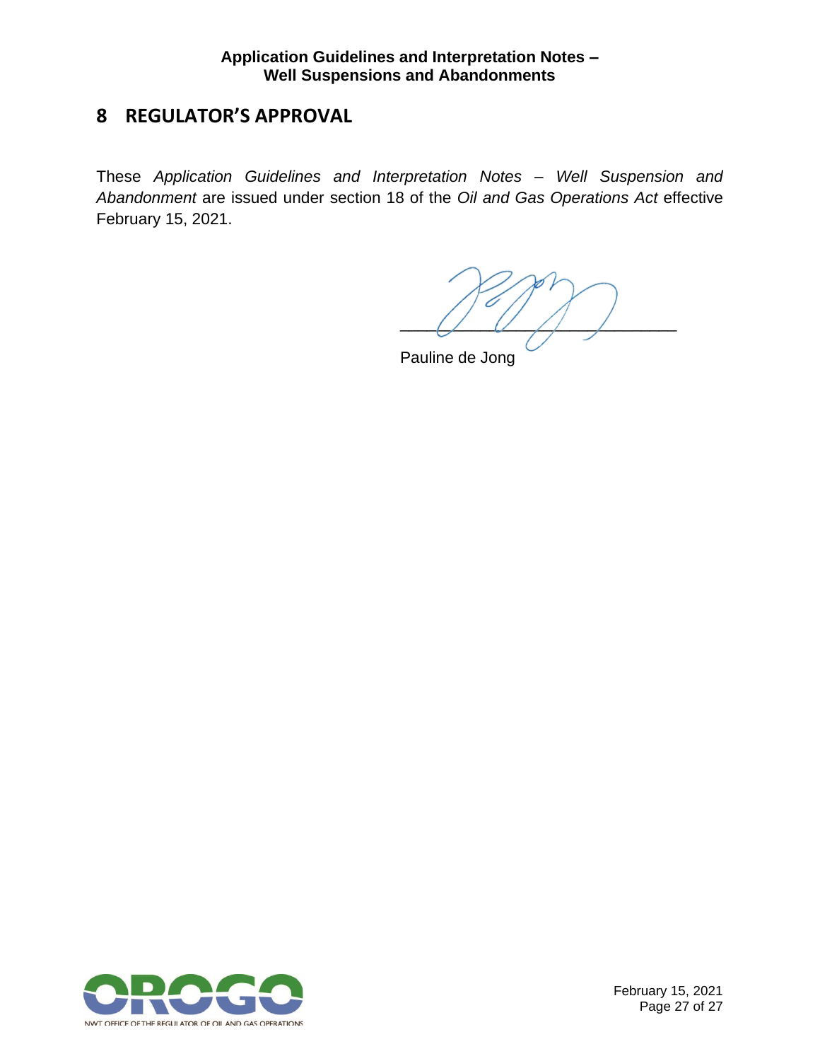## 8 REGULATOR'S APPROVAL

These *Application Guidelines and Interpretation Notes – Well Suspension and Abandonment* are issued under section 18 of the *Oil and Gas Operations Act* effective February 15, 2021.

______________________________

Pauline de Jong